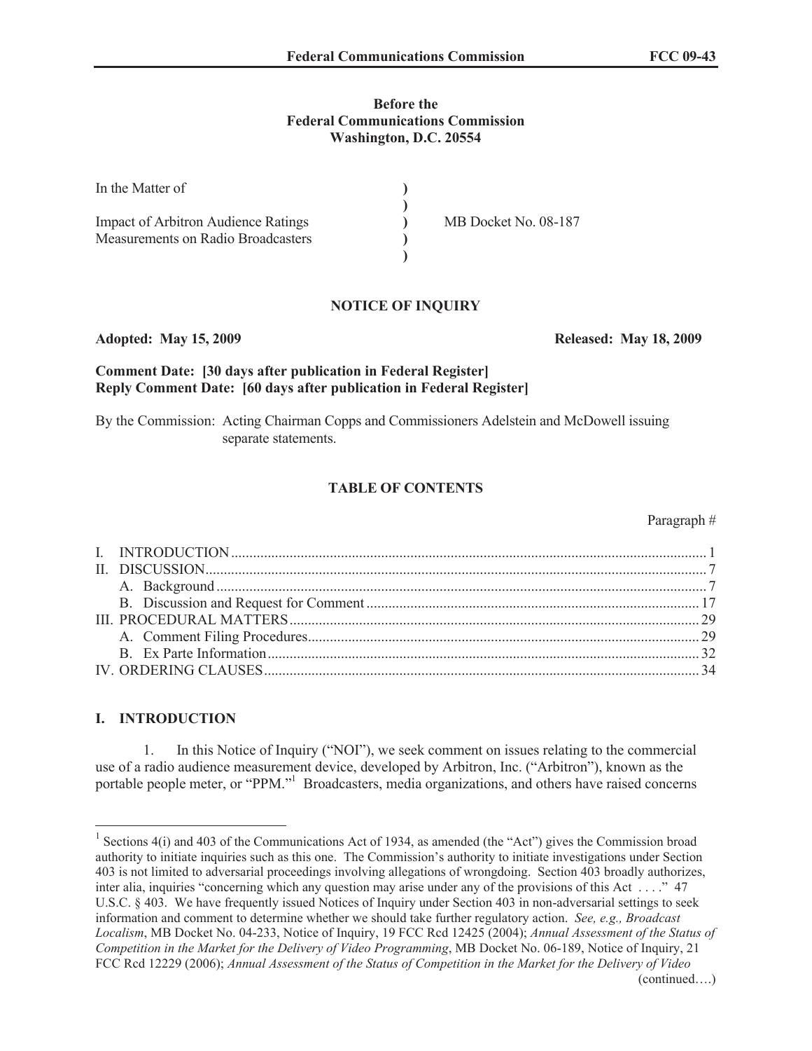**Before the**
**Federal Communications Commission**
**Washington, D.C. 20554**

| | | |
|---|---|---|
| In the Matter of | ) | |
| | ) | |
| Impact of Arbitron Audience Ratings Measurements on Radio Broadcasters | ) | MB Docket No. 08-187 |
| | ) | |
| | ) | |

**NOTICE OF INQUIRY**

**Adopted: May 15, 2009** **Released: May 18, 2009**

**Comment Date: [30 days after publication in Federal Register]**
**Reply Comment Date: [60 days after publication in Federal Register]**

By the Commission: Acting Chairman Copps and Commissioners Adelstein and McDowell issuing separate statements.

**TABLE OF CONTENTS**

| | Paragraph # |
|---|---|
| I. INTRODUCTION | 1 |
| II. DISCUSSION | 7 |
| A. Background | 7 |
| B. Discussion and Request for Comment | 17 |
| III. PROCEDURAL MATTERS | 29 |
| A. Comment Filing Procedures | 29 |
| B. Ex Parte Information | 32 |
| IV. ORDERING CLAUSES | 34 |

## I. INTRODUCTION

1. In this Notice of Inquiry ("NOI"), we seek comment on issues relating to the commercial use of a radio audience measurement device, developed by Arbitron, Inc. ("Arbitron"), known as the portable people meter, or "PPM."[1] Broadcasters, media organizations, and others have raised concerns

[1] Sections 4(i) and 403 of the Communications Act of 1934, as amended (the "Act") gives the Commission broad authority to initiate inquiries such as this one. The Commission's authority to initiate investigations under Section 403 is not limited to adversarial proceedings involving allegations of wrongdoing. Section 403 broadly authorizes, inter alia, inquiries "concerning which any question may arise under any of the provisions of this Act . . . ." 47 U.S.C. § 403. We have frequently issued Notices of Inquiry under Section 403 in non-adversarial settings to seek information and comment to determine whether we should take further regulatory action. *See, e.g., Broadcast Localism*, MB Docket No. 04-233, Notice of Inquiry, 19 FCC Rcd 12425 (2004); *Annual Assessment of the Status of Competition in the Market for the Delivery of Video Programming*, MB Docket No. 06-189, Notice of Inquiry, 21 FCC Rcd 12229 (2006); *Annual Assessment of the Status of Competition in the Market for the Delivery of Video* (continued….)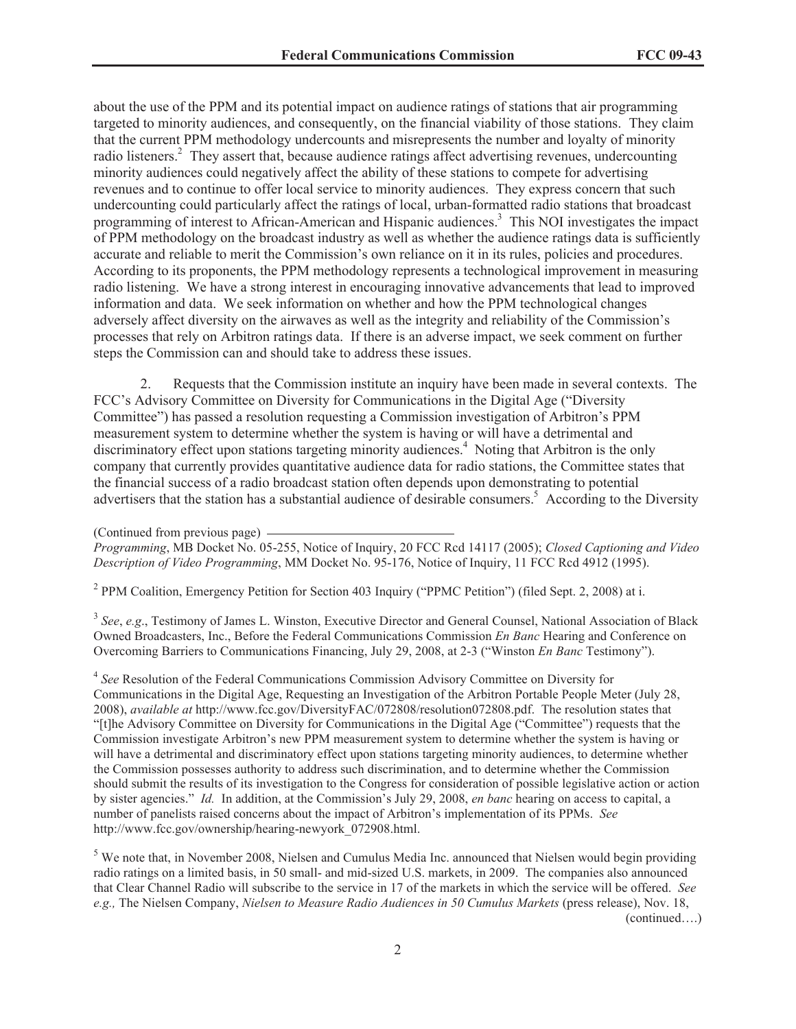about the use of the PPM and its potential impact on audience ratings of stations that air programming targeted to minority audiences, and consequently, on the financial viability of those stations. They claim that the current PPM methodology undercounts and misrepresents the number and loyalty of minority radio listeners.[2] They assert that, because audience ratings affect advertising revenues, undercounting minority audiences could negatively affect the ability of these stations to compete for advertising revenues and to continue to offer local service to minority audiences. They express concern that such undercounting could particularly affect the ratings of local, urban-formatted radio stations that broadcast programming of interest to African-American and Hispanic audiences.[3] This NOI investigates the impact of PPM methodology on the broadcast industry as well as whether the audience ratings data is sufficiently accurate and reliable to merit the Commission's own reliance on it in its rules, policies and procedures. According to its proponents, the PPM methodology represents a technological improvement in measuring radio listening. We have a strong interest in encouraging innovative advancements that lead to improved information and data. We seek information on whether and how the PPM technological changes adversely affect diversity on the airwaves as well as the integrity and reliability of the Commission's processes that rely on Arbitron ratings data. If there is an adverse impact, we seek comment on further steps the Commission can and should take to address these issues.

2. Requests that the Commission institute an inquiry have been made in several contexts. The FCC's Advisory Committee on Diversity for Communications in the Digital Age ("Diversity Committee") has passed a resolution requesting a Commission investigation of Arbitron's PPM measurement system to determine whether the system is having or will have a detrimental and discriminatory effect upon stations targeting minority audiences.[4] Noting that Arbitron is the only company that currently provides quantitative audience data for radio stations, the Committee states that the financial success of a radio broadcast station often depends upon demonstrating to potential advertisers that the station has a substantial audience of desirable consumers.[5] According to the Diversity

(Continued from previous page) *Programming*, MB Docket No. 05-255, Notice of Inquiry, 20 FCC Rcd 14117 (2005); *Closed Captioning and Video Description of Video Programming*, MM Docket No. 95-176, Notice of Inquiry, 11 FCC Rcd 4912 (1995).

[2] PPM Coalition, Emergency Petition for Section 403 Inquiry ("PPMC Petition") (filed Sept. 2, 2008) at i.

[3] *See*, *e.g*., Testimony of James L. Winston, Executive Director and General Counsel, National Association of Black Owned Broadcasters, Inc., Before the Federal Communications Commission *En Banc* Hearing and Conference on Overcoming Barriers to Communications Financing, July 29, 2008, at 2-3 ("Winston *En Banc* Testimony").

[4] *See* Resolution of the Federal Communications Commission Advisory Committee on Diversity for Communications in the Digital Age, Requesting an Investigation of the Arbitron Portable People Meter (July 28, 2008), *available at* http://www.fcc.gov/DiversityFAC/072808/resolution072808.pdf. The resolution states that "[t]he Advisory Committee on Diversity for Communications in the Digital Age ("Committee") requests that the Commission investigate Arbitron's new PPM measurement system to determine whether the system is having or will have a detrimental and discriminatory effect upon stations targeting minority audiences, to determine whether the Commission possesses authority to address such discrimination, and to determine whether the Commission should submit the results of its investigation to the Congress for consideration of possible legislative action or action by sister agencies." *Id.* In addition, at the Commission's July 29, 2008, *en banc* hearing on access to capital, a number of panelists raised concerns about the impact of Arbitron's implementation of its PPMs. *See* http://www.fcc.gov/ownership/hearing-newyork_072908.html.

[5] We note that, in November 2008, Nielsen and Cumulus Media Inc. announced that Nielsen would begin providing radio ratings on a limited basis, in 50 small- and mid-sized U.S. markets, in 2009. The companies also announced that Clear Channel Radio will subscribe to the service in 17 of the markets in which the service will be offered. *See e.g.,* The Nielsen Company, *Nielsen to Measure Radio Audiences in 50 Cumulus Markets* (press release), Nov. 18, (continued….)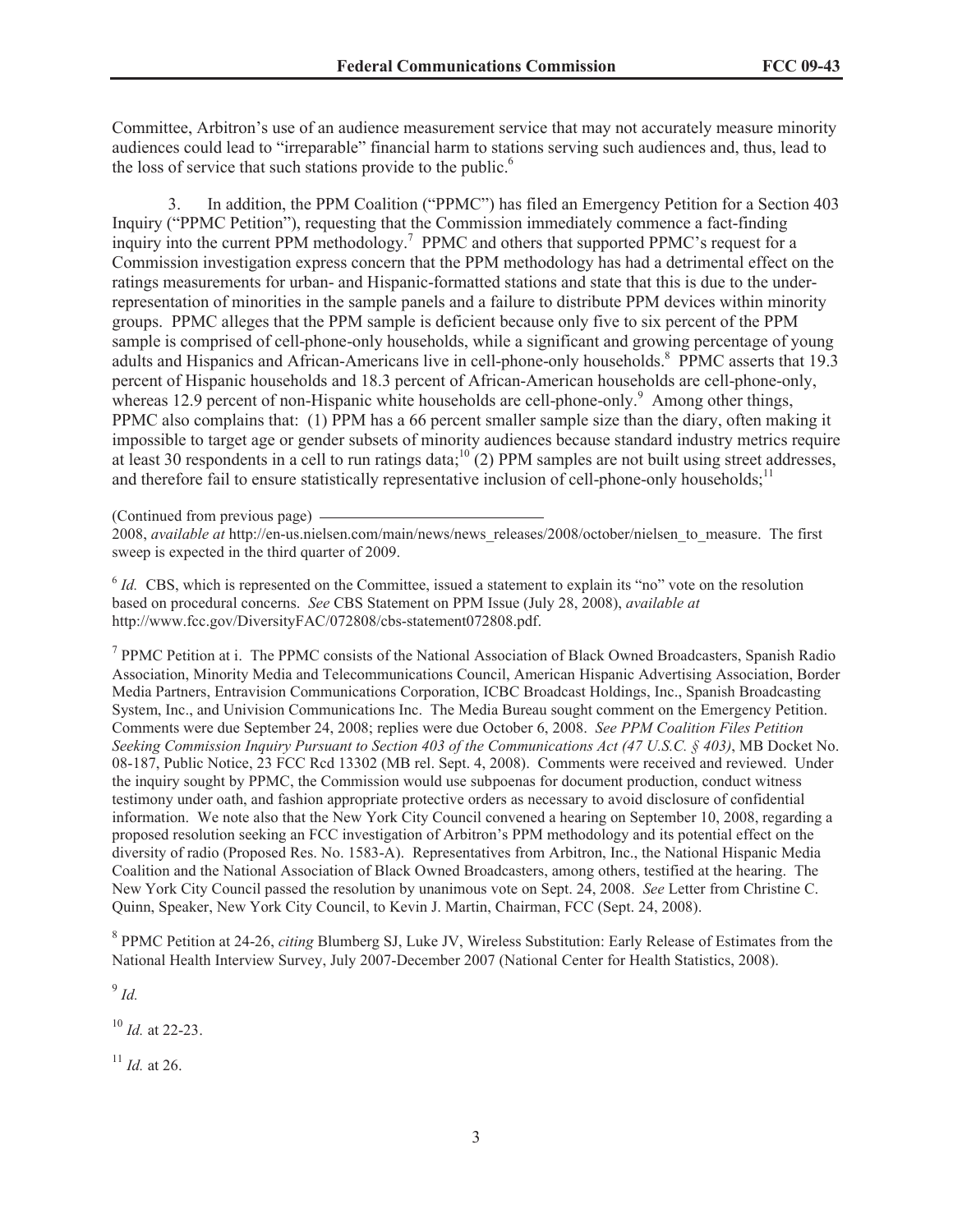Committee, Arbitron's use of an audience measurement service that may not accurately measure minority audiences could lead to "irreparable" financial harm to stations serving such audiences and, thus, lead to the loss of service that such stations provide to the public.[6]

3. In addition, the PPM Coalition ("PPMC") has filed an Emergency Petition for a Section 403 Inquiry ("PPMC Petition"), requesting that the Commission immediately commence a fact-finding inquiry into the current PPM methodology.[7] PPMC and others that supported PPMC's request for a Commission investigation express concern that the PPM methodology has had a detrimental effect on the ratings measurements for urban- and Hispanic-formatted stations and state that this is due to the under-representation of minorities in the sample panels and a failure to distribute PPM devices within minority groups. PPMC alleges that the PPM sample is deficient because only five to six percent of the PPM sample is comprised of cell-phone-only households, while a significant and growing percentage of young adults and Hispanics and African-Americans live in cell-phone-only households.[8] PPMC asserts that 19.3 percent of Hispanic households and 18.3 percent of African-American households are cell-phone-only, whereas 12.9 percent of non-Hispanic white households are cell-phone-only.[9] Among other things, PPMC also complains that: (1) PPM has a 66 percent smaller sample size than the diary, often making it impossible to target age or gender subsets of minority audiences because standard industry metrics require at least 30 respondents in a cell to run ratings data;[10] (2) PPM samples are not built using street addresses, and therefore fail to ensure statistically representative inclusion of cell-phone-only households;[11]

(Continued from previous page)
2008, *available at* http://en-us.nielsen.com/main/news/news_releases/2008/october/nielsen_to_measure. The first sweep is expected in the third quarter of 2009.

[6] *Id.* CBS, which is represented on the Committee, issued a statement to explain its "no" vote on the resolution based on procedural concerns. *See* CBS Statement on PPM Issue (July 28, 2008), *available at* http://www.fcc.gov/DiversityFAC/072808/cbs-statement072808.pdf.

[7] PPMC Petition at i. The PPMC consists of the National Association of Black Owned Broadcasters, Spanish Radio Association, Minority Media and Telecommunications Council, American Hispanic Advertising Association, Border Media Partners, Entravision Communications Corporation, ICBC Broadcast Holdings, Inc., Spanish Broadcasting System, Inc., and Univision Communications Inc. The Media Bureau sought comment on the Emergency Petition. Comments were due September 24, 2008; replies were due October 6, 2008. *See PPM Coalition Files Petition Seeking Commission Inquiry Pursuant to Section 403 of the Communications Act (47 U.S.C. § 403)*, MB Docket No. 08-187, Public Notice, 23 FCC Rcd 13302 (MB rel. Sept. 4, 2008). Comments were received and reviewed. Under the inquiry sought by PPMC, the Commission would use subpoenas for document production, conduct witness testimony under oath, and fashion appropriate protective orders as necessary to avoid disclosure of confidential information. We note also that the New York City Council convened a hearing on September 10, 2008, regarding a proposed resolution seeking an FCC investigation of Arbitron's PPM methodology and its potential effect on the diversity of radio (Proposed Res. No. 1583-A). Representatives from Arbitron, Inc., the National Hispanic Media Coalition and the National Association of Black Owned Broadcasters, among others, testified at the hearing. The New York City Council passed the resolution by unanimous vote on Sept. 24, 2008. *See* Letter from Christine C. Quinn, Speaker, New York City Council, to Kevin J. Martin, Chairman, FCC (Sept. 24, 2008).

[8] PPMC Petition at 24-26, *citing* Blumberg SJ, Luke JV, Wireless Substitution: Early Release of Estimates from the National Health Interview Survey, July 2007-December 2007 (National Center for Health Statistics, 2008).

[9] *Id.*

[10] *Id.* at 22-23.

[11] *Id.* at 26.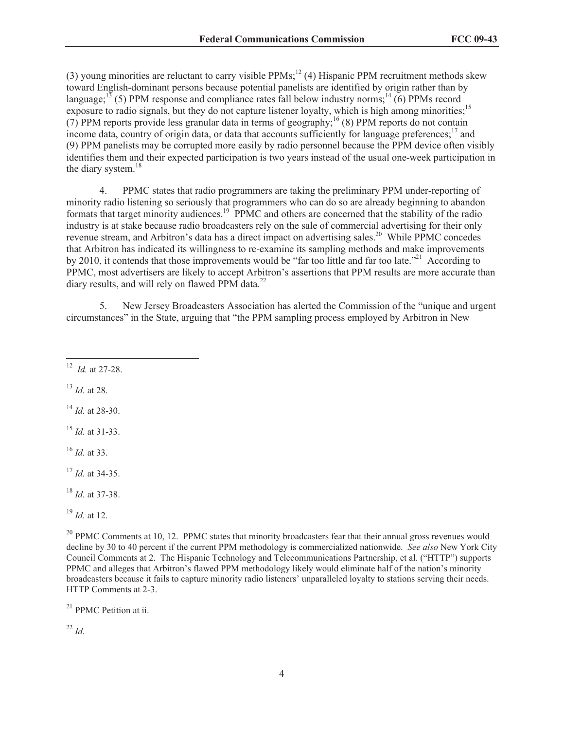(3) young minorities are reluctant to carry visible PPMs;[12] (4) Hispanic PPM recruitment methods skew toward English-dominant persons because potential panelists are identified by origin rather than by language;[13] (5) PPM response and compliance rates fall below industry norms;[14] (6) PPMs record exposure to radio signals, but they do not capture listener loyalty, which is high among minorities;[15] (7) PPM reports provide less granular data in terms of geography;[16] (8) PPM reports do not contain income data, country of origin data, or data that accounts sufficiently for language preferences;[17] and (9) PPM panelists may be corrupted more easily by radio personnel because the PPM device often visibly identifies them and their expected participation is two years instead of the usual one-week participation in the diary system.[18]

4. PPMC states that radio programmers are taking the preliminary PPM under-reporting of minority radio listening so seriously that programmers who can do so are already beginning to abandon formats that target minority audiences.[19] PPMC and others are concerned that the stability of the radio industry is at stake because radio broadcasters rely on the sale of commercial advertising for their only revenue stream, and Arbitron's data has a direct impact on advertising sales.[20] While PPMC concedes that Arbitron has indicated its willingness to re-examine its sampling methods and make improvements by 2010, it contends that those improvements would be "far too little and far too late."[21] According to PPMC, most advertisers are likely to accept Arbitron's assertions that PPM results are more accurate than diary results, and will rely on flawed PPM data.[22]

5. New Jersey Broadcasters Association has alerted the Commission of the "unique and urgent circumstances" in the State, arguing that "the PPM sampling process employed by Arbitron in New

---

[12] *Id.* at 27-28.

[13] *Id.* at 28.

[14] *Id.* at 28-30.

[15] *Id.* at 31-33.

[16] *Id.* at 33.

[17] *Id.* at 34-35.

[18] *Id.* at 37-38.

[19] *Id.* at 12.

[20] PPMC Comments at 10, 12. PPMC states that minority broadcasters fear that their annual gross revenues would decline by 30 to 40 percent if the current PPM methodology is commercialized nationwide. *See also* New York City Council Comments at 2. The Hispanic Technology and Telecommunications Partnership, et al. ("HTTP") supports PPMC and alleges that Arbitron's flawed PPM methodology likely would eliminate half of the nation's minority broadcasters because it fails to capture minority radio listeners' unparalleled loyalty to stations serving their needs. HTTP Comments at 2-3.

[21] PPMC Petition at ii.

[22] *Id.*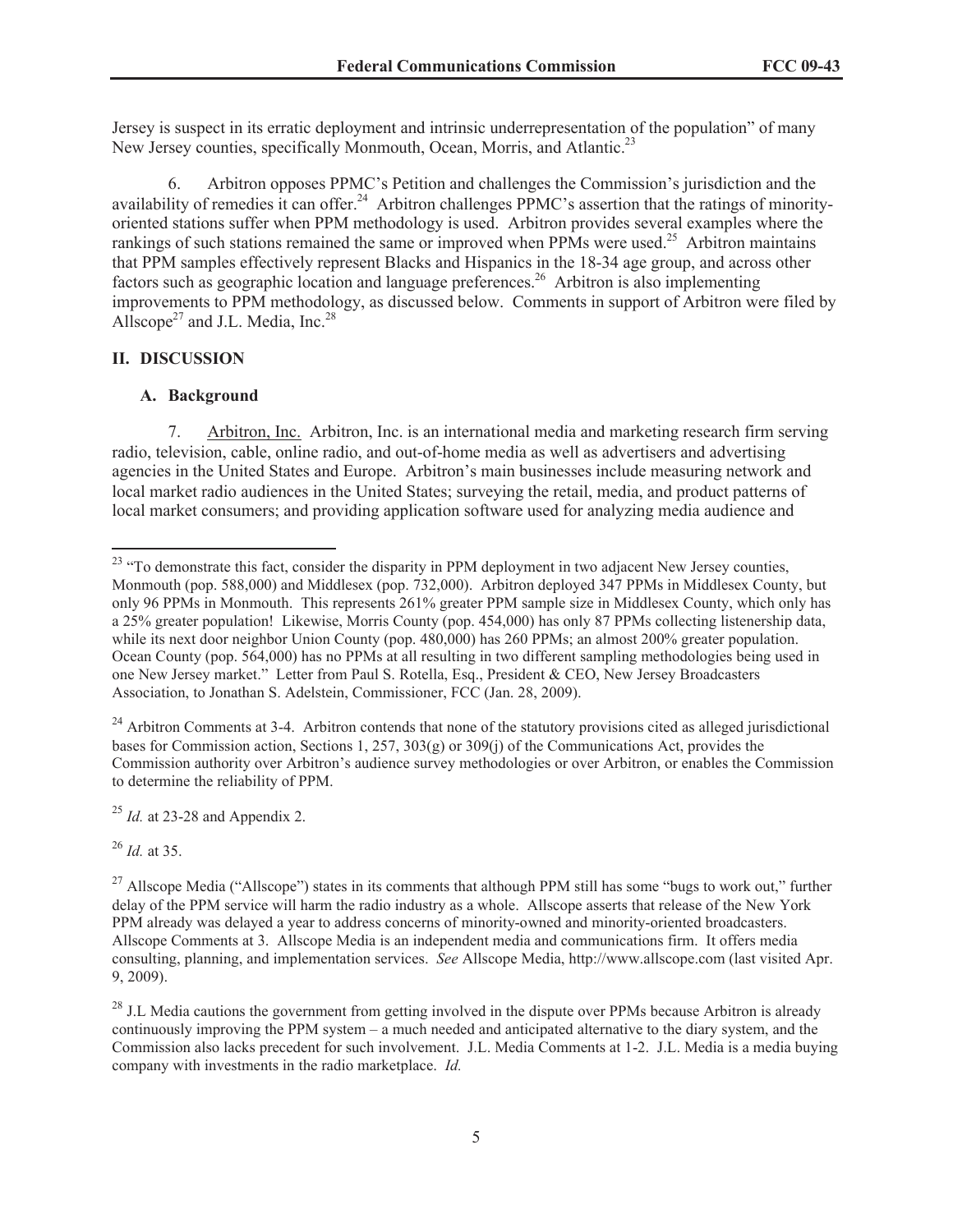Jersey is suspect in its erratic deployment and intrinsic underrepresentation of the population" of many New Jersey counties, specifically Monmouth, Ocean, Morris, and Atlantic.[23]

6. Arbitron opposes PPMC's Petition and challenges the Commission's jurisdiction and the availability of remedies it can offer.[24] Arbitron challenges PPMC's assertion that the ratings of minority-oriented stations suffer when PPM methodology is used. Arbitron provides several examples where the rankings of such stations remained the same or improved when PPMs were used.[25] Arbitron maintains that PPM samples effectively represent Blacks and Hispanics in the 18-34 age group, and across other factors such as geographic location and language preferences.[26] Arbitron is also implementing improvements to PPM methodology, as discussed below. Comments in support of Arbitron were filed by Allscope[27] and J.L. Media, Inc.[28]

## II. DISCUSSION

### A. Background

7. Arbitron, Inc. Arbitron, Inc. is an international media and marketing research firm serving radio, television, cable, online radio, and out-of-home media as well as advertisers and advertising agencies in the United States and Europe. Arbitron's main businesses include measuring network and local market radio audiences in the United States; surveying the retail, media, and product patterns of local market consumers; and providing application software used for analyzing media audience and

---

[23] "To demonstrate this fact, consider the disparity in PPM deployment in two adjacent New Jersey counties, Monmouth (pop. 588,000) and Middlesex (pop. 732,000). Arbitron deployed 347 PPMs in Middlesex County, but only 96 PPMs in Monmouth. This represents 261% greater PPM sample size in Middlesex County, which only has a 25% greater population! Likewise, Morris County (pop. 454,000) has only 87 PPMs collecting listenership data, while its next door neighbor Union County (pop. 480,000) has 260 PPMs; an almost 200% greater population. Ocean County (pop. 564,000) has no PPMs at all resulting in two different sampling methodologies being used in one New Jersey market." Letter from Paul S. Rotella, Esq., President & CEO, New Jersey Broadcasters Association, to Jonathan S. Adelstein, Commissioner, FCC (Jan. 28, 2009).

[24] Arbitron Comments at 3-4. Arbitron contends that none of the statutory provisions cited as alleged jurisdictional bases for Commission action, Sections 1, 257, 303(g) or 309(j) of the Communications Act, provides the Commission authority over Arbitron's audience survey methodologies or over Arbitron, or enables the Commission to determine the reliability of PPM.

[25] *Id.* at 23-28 and Appendix 2.

[26] *Id.* at 35.

[27] Allscope Media ("Allscope") states in its comments that although PPM still has some "bugs to work out," further delay of the PPM service will harm the radio industry as a whole. Allscope asserts that release of the New York PPM already was delayed a year to address concerns of minority-owned and minority-oriented broadcasters. Allscope Comments at 3. Allscope Media is an independent media and communications firm. It offers media consulting, planning, and implementation services. *See* Allscope Media, http://www.allscope.com (last visited Apr. 9, 2009).

[28] J.L Media cautions the government from getting involved in the dispute over PPMs because Arbitron is already continuously improving the PPM system – a much needed and anticipated alternative to the diary system, and the Commission also lacks precedent for such involvement. J.L. Media Comments at 1-2. J.L. Media is a media buying company with investments in the radio marketplace. *Id.*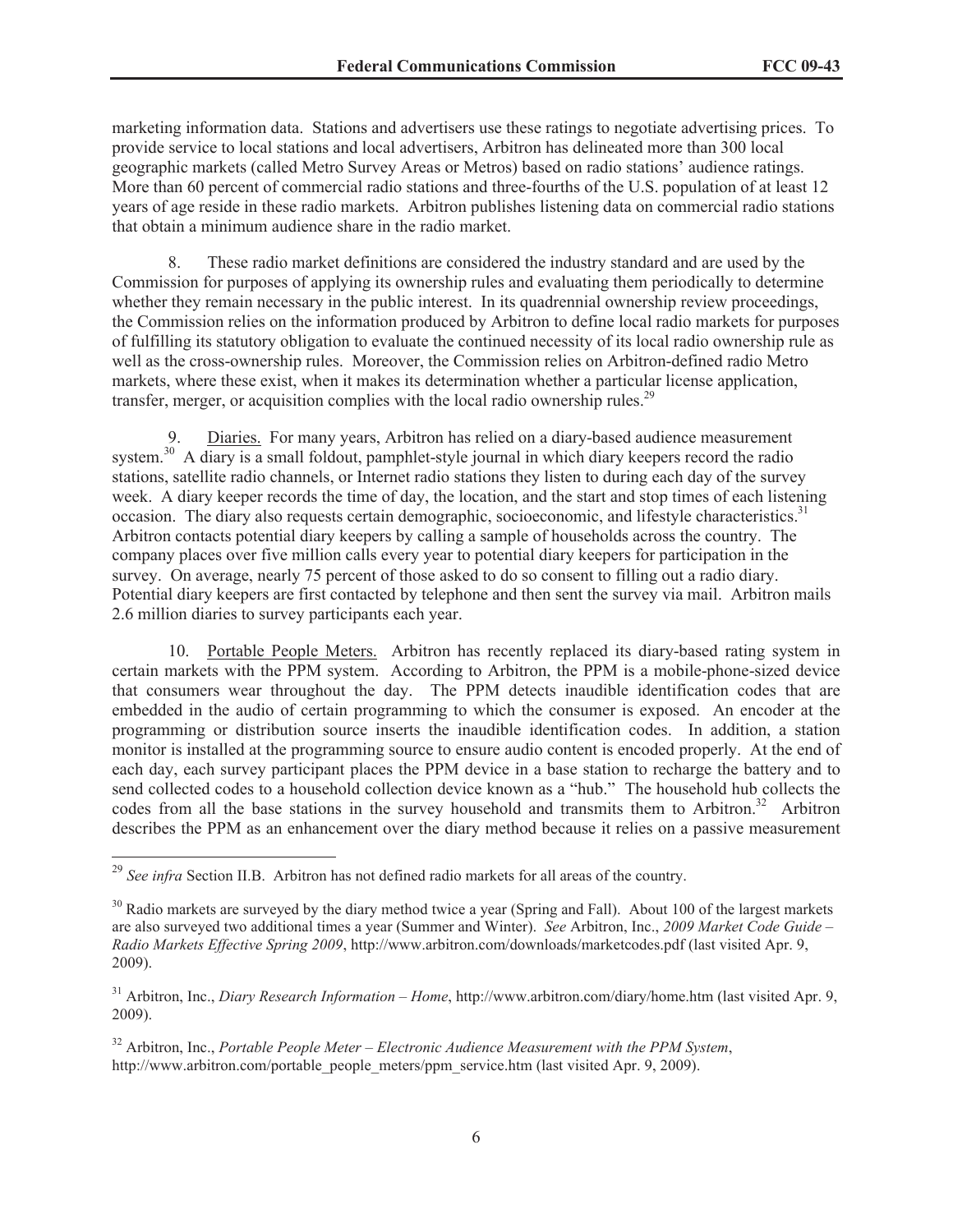marketing information data. Stations and advertisers use these ratings to negotiate advertising prices. To provide service to local stations and local advertisers, Arbitron has delineated more than 300 local geographic markets (called Metro Survey Areas or Metros) based on radio stations' audience ratings. More than 60 percent of commercial radio stations and three-fourths of the U.S. population of at least 12 years of age reside in these radio markets. Arbitron publishes listening data on commercial radio stations that obtain a minimum audience share in the radio market.

8. These radio market definitions are considered the industry standard and are used by the Commission for purposes of applying its ownership rules and evaluating them periodically to determine whether they remain necessary in the public interest. In its quadrennial ownership review proceedings, the Commission relies on the information produced by Arbitron to define local radio markets for purposes of fulfilling its statutory obligation to evaluate the continued necessity of its local radio ownership rule as well as the cross-ownership rules. Moreover, the Commission relies on Arbitron-defined radio Metro markets, where these exist, when it makes its determination whether a particular license application, transfer, merger, or acquisition complies with the local radio ownership rules.[29]

9. Diaries. For many years, Arbitron has relied on a diary-based audience measurement system.[30] A diary is a small foldout, pamphlet-style journal in which diary keepers record the radio stations, satellite radio channels, or Internet radio stations they listen to during each day of the survey week. A diary keeper records the time of day, the location, and the start and stop times of each listening occasion. The diary also requests certain demographic, socioeconomic, and lifestyle characteristics.[31] Arbitron contacts potential diary keepers by calling a sample of households across the country. The company places over five million calls every year to potential diary keepers for participation in the survey. On average, nearly 75 percent of those asked to do so consent to filling out a radio diary. Potential diary keepers are first contacted by telephone and then sent the survey via mail. Arbitron mails 2.6 million diaries to survey participants each year.

10. Portable People Meters. Arbitron has recently replaced its diary-based rating system in certain markets with the PPM system. According to Arbitron, the PPM is a mobile-phone-sized device that consumers wear throughout the day. The PPM detects inaudible identification codes that are embedded in the audio of certain programming to which the consumer is exposed. An encoder at the programming or distribution source inserts the inaudible identification codes. In addition, a station monitor is installed at the programming source to ensure audio content is encoded properly. At the end of each day, each survey participant places the PPM device in a base station to recharge the battery and to send collected codes to a household collection device known as a "hub." The household hub collects the codes from all the base stations in the survey household and transmits them to Arbitron.[32] Arbitron describes the PPM as an enhancement over the diary method because it relies on a passive measurement

---

[29] *See infra* Section II.B. Arbitron has not defined radio markets for all areas of the country.

[30] Radio markets are surveyed by the diary method twice a year (Spring and Fall). About 100 of the largest markets are also surveyed two additional times a year (Summer and Winter). *See* Arbitron, Inc., *2009 Market Code Guide – Radio Markets Effective Spring 2009*, http://www.arbitron.com/downloads/marketcodes.pdf (last visited Apr. 9, 2009).

[31] Arbitron, Inc., *Diary Research Information – Home*, http://www.arbitron.com/diary/home.htm (last visited Apr. 9, 2009).

[32] Arbitron, Inc., *Portable People Meter – Electronic Audience Measurement with the PPM System*, http://www.arbitron.com/portable_people_meters/ppm_service.htm (last visited Apr. 9, 2009).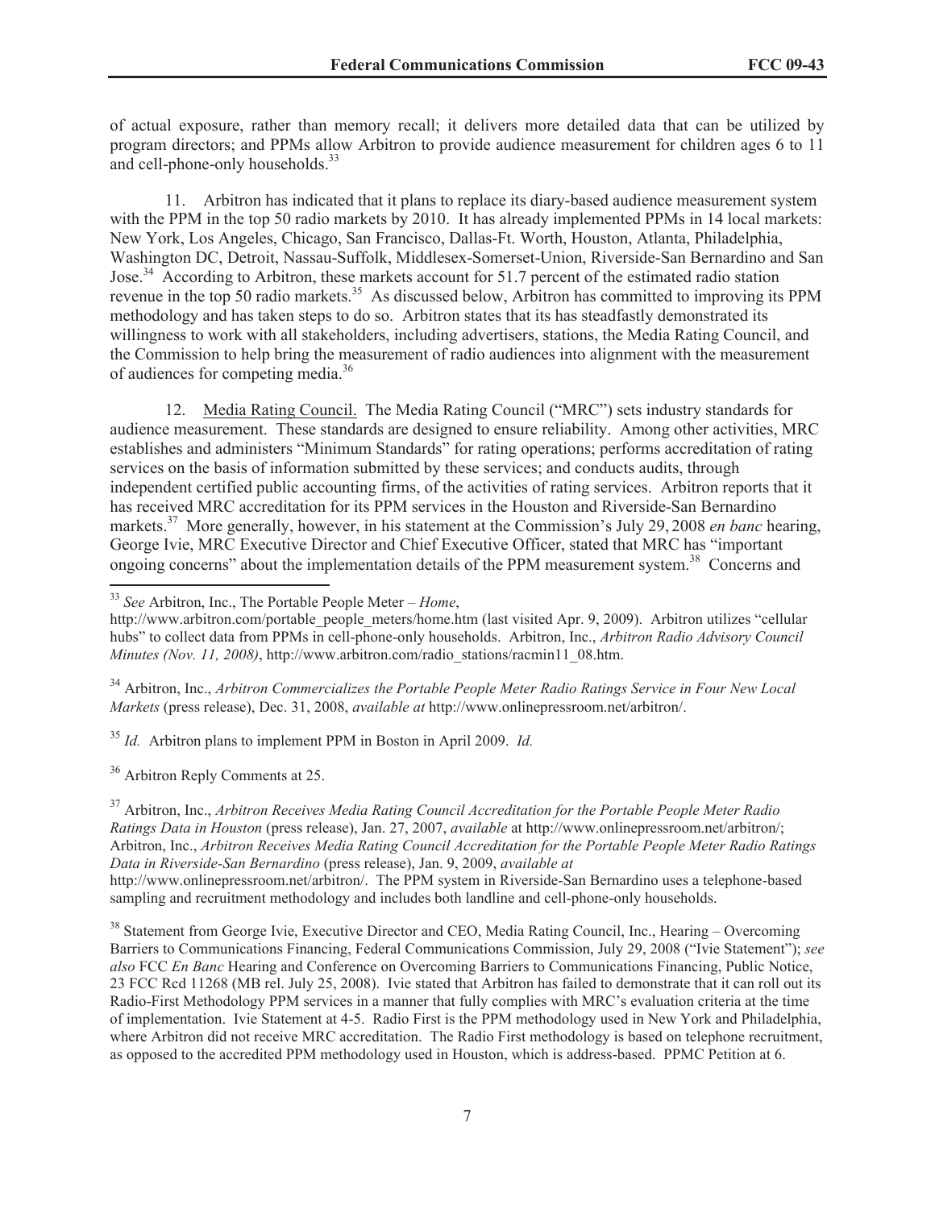of actual exposure, rather than memory recall; it delivers more detailed data that can be utilized by program directors; and PPMs allow Arbitron to provide audience measurement for children ages 6 to 11 and cell-phone-only households.[33]

11. Arbitron has indicated that it plans to replace its diary-based audience measurement system with the PPM in the top 50 radio markets by 2010. It has already implemented PPMs in 14 local markets: New York, Los Angeles, Chicago, San Francisco, Dallas-Ft. Worth, Houston, Atlanta, Philadelphia, Washington DC, Detroit, Nassau-Suffolk, Middlesex-Somerset-Union, Riverside-San Bernardino and San Jose.[34] According to Arbitron, these markets account for 51.7 percent of the estimated radio station revenue in the top 50 radio markets.[35] As discussed below, Arbitron has committed to improving its PPM methodology and has taken steps to do so. Arbitron states that its has steadfastly demonstrated its willingness to work with all stakeholders, including advertisers, stations, the Media Rating Council, and the Commission to help bring the measurement of radio audiences into alignment with the measurement of audiences for competing media.[36]

12. Media Rating Council. The Media Rating Council ("MRC") sets industry standards for audience measurement. These standards are designed to ensure reliability. Among other activities, MRC establishes and administers "Minimum Standards" for rating operations; performs accreditation of rating services on the basis of information submitted by these services; and conducts audits, through independent certified public accounting firms, of the activities of rating services. Arbitron reports that it has received MRC accreditation for its PPM services in the Houston and Riverside-San Bernardino markets.[37] More generally, however, in his statement at the Commission's July 29, 2008 *en banc* hearing, George Ivie, MRC Executive Director and Chief Executive Officer, stated that MRC has "important ongoing concerns" about the implementation details of the PPM measurement system.[38] Concerns and

---

[33] *See* Arbitron, Inc., The Portable People Meter – *Home*, http://www.arbitron.com/portable_people_meters/home.htm (last visited Apr. 9, 2009). Arbitron utilizes "cellular hubs" to collect data from PPMs in cell-phone-only households. Arbitron, Inc., *Arbitron Radio Advisory Council Minutes (Nov. 11, 2008)*, http://www.arbitron.com/radio_stations/racmin11_08.htm.

[34] Arbitron, Inc., *Arbitron Commercializes the Portable People Meter Radio Ratings Service in Four New Local Markets* (press release), Dec. 31, 2008, *available at* http://www.onlinepressroom.net/arbitron/.

[35] *Id.* Arbitron plans to implement PPM in Boston in April 2009. *Id.*

[36] Arbitron Reply Comments at 25.

[37] Arbitron, Inc., *Arbitron Receives Media Rating Council Accreditation for the Portable People Meter Radio Ratings Data in Houston* (press release), Jan. 27, 2007, *available* at http://www.onlinepressroom.net/arbitron/; Arbitron, Inc., *Arbitron Receives Media Rating Council Accreditation for the Portable People Meter Radio Ratings Data in Riverside-San Bernardino* (press release), Jan. 9, 2009, *available at* http://www.onlinepressroom.net/arbitron/. The PPM system in Riverside-San Bernardino uses a telephone-based sampling and recruitment methodology and includes both landline and cell-phone-only households.

[38] Statement from George Ivie, Executive Director and CEO, Media Rating Council, Inc., Hearing – Overcoming Barriers to Communications Financing, Federal Communications Commission, July 29, 2008 ("Ivie Statement"); *see also* FCC *En Banc* Hearing and Conference on Overcoming Barriers to Communications Financing, Public Notice, 23 FCC Rcd 11268 (MB rel. July 25, 2008). Ivie stated that Arbitron has failed to demonstrate that it can roll out its Radio-First Methodology PPM services in a manner that fully complies with MRC's evaluation criteria at the time of implementation. Ivie Statement at 4-5. Radio First is the PPM methodology used in New York and Philadelphia, where Arbitron did not receive MRC accreditation. The Radio First methodology is based on telephone recruitment, as opposed to the accredited PPM methodology used in Houston, which is address-based. PPMC Petition at 6.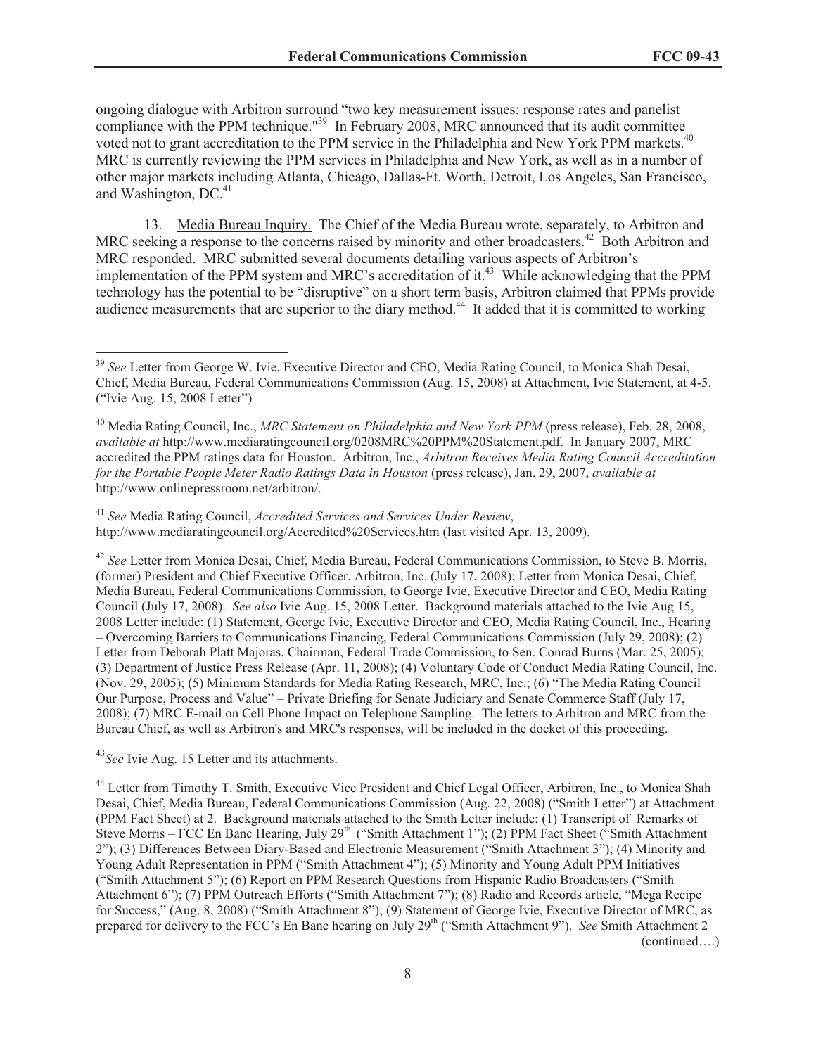ongoing dialogue with Arbitron surround "two key measurement issues: response rates and panelist compliance with the PPM technique."[39] In February 2008, MRC announced that its audit committee voted not to grant accreditation to the PPM service in the Philadelphia and New York PPM markets.[40] MRC is currently reviewing the PPM services in Philadelphia and New York, as well as in a number of other major markets including Atlanta, Chicago, Dallas-Ft. Worth, Detroit, Los Angeles, San Francisco, and Washington, DC.[41]

13. Media Bureau Inquiry. The Chief of the Media Bureau wrote, separately, to Arbitron and MRC seeking a response to the concerns raised by minority and other broadcasters.[42] Both Arbitron and MRC responded. MRC submitted several documents detailing various aspects of Arbitron's implementation of the PPM system and MRC's accreditation of it.[43] While acknowledging that the PPM technology has the potential to be "disruptive" on a short term basis, Arbitron claimed that PPMs provide audience measurements that are superior to the diary method.[44] It added that it is committed to working

---

[39] *See* Letter from George W. Ivie, Executive Director and CEO, Media Rating Council, to Monica Shah Desai, Chief, Media Bureau, Federal Communications Commission (Aug. 15, 2008) at Attachment, Ivie Statement, at 4-5. ("Ivie Aug. 15, 2008 Letter")

[40] Media Rating Council, Inc., *MRC Statement on Philadelphia and New York PPM* (press release), Feb. 28, 2008, *available at* http://www.mediaratingcouncil.org/0208MRC%20PPM%20Statement.pdf. In January 2007, MRC accredited the PPM ratings data for Houston. Arbitron, Inc., *Arbitron Receives Media Rating Council Accreditation for the Portable People Meter Radio Ratings Data in Houston* (press release), Jan. 29, 2007, *available at* http://www.onlinepressroom.net/arbitron/.

[41] *See* Media Rating Council, *Accredited Services and Services Under Review*, http://www.mediaratingcouncil.org/Accredited%20Services.htm (last visited Apr. 13, 2009).

[42] *See* Letter from Monica Desai, Chief, Media Bureau, Federal Communications Commission, to Steve B. Morris, (former) President and Chief Executive Officer, Arbitron, Inc. (July 17, 2008); Letter from Monica Desai, Chief, Media Bureau, Federal Communications Commission, to George Ivie, Executive Director and CEO, Media Rating Council (July 17, 2008). *See also* Ivie Aug. 15, 2008 Letter. Background materials attached to the Ivie Aug 15, 2008 Letter include: (1) Statement, George Ivie, Executive Director and CEO, Media Rating Council, Inc., Hearing – Overcoming Barriers to Communications Financing, Federal Communications Commission (July 29, 2008); (2) Letter from Deborah Platt Majoras, Chairman, Federal Trade Commission, to Sen. Conrad Burns (Mar. 25, 2005); (3) Department of Justice Press Release (Apr. 11, 2008); (4) Voluntary Code of Conduct Media Rating Council, Inc. (Nov. 29, 2005); (5) Minimum Standards for Media Rating Research, MRC, Inc.; (6) "The Media Rating Council – Our Purpose, Process and Value" – Private Briefing for Senate Judiciary and Senate Commerce Staff (July 17, 2008); (7) MRC E-mail on Cell Phone Impact on Telephone Sampling. The letters to Arbitron and MRC from the Bureau Chief, as well as Arbitron's and MRC's responses, will be included in the docket of this proceeding.

[43] *See* Ivie Aug. 15 Letter and its attachments.

[44] Letter from Timothy T. Smith, Executive Vice President and Chief Legal Officer, Arbitron, Inc., to Monica Shah Desai, Chief, Media Bureau, Federal Communications Commission (Aug. 22, 2008) ("Smith Letter") at Attachment (PPM Fact Sheet) at 2. Background materials attached to the Smith Letter include: (1) Transcript of Remarks of Steve Morris – FCC En Banc Hearing, July 29th ("Smith Attachment 1"); (2) PPM Fact Sheet ("Smith Attachment 2"); (3) Differences Between Diary-Based and Electronic Measurement ("Smith Attachment 3"); (4) Minority and Young Adult Representation in PPM ("Smith Attachment 4"); (5) Minority and Young Adult PPM Initiatives ("Smith Attachment 5"); (6) Report on PPM Research Questions from Hispanic Radio Broadcasters ("Smith Attachment 6"); (7) PPM Outreach Efforts ("Smith Attachment 7"); (8) Radio and Records article, "Mega Recipe for Success," (Aug. 8, 2008) ("Smith Attachment 8"); (9) Statement of George Ivie, Executive Director of MRC, as prepared for delivery to the FCC's En Banc hearing on July 29th ("Smith Attachment 9"). *See* Smith Attachment 2

(continued….)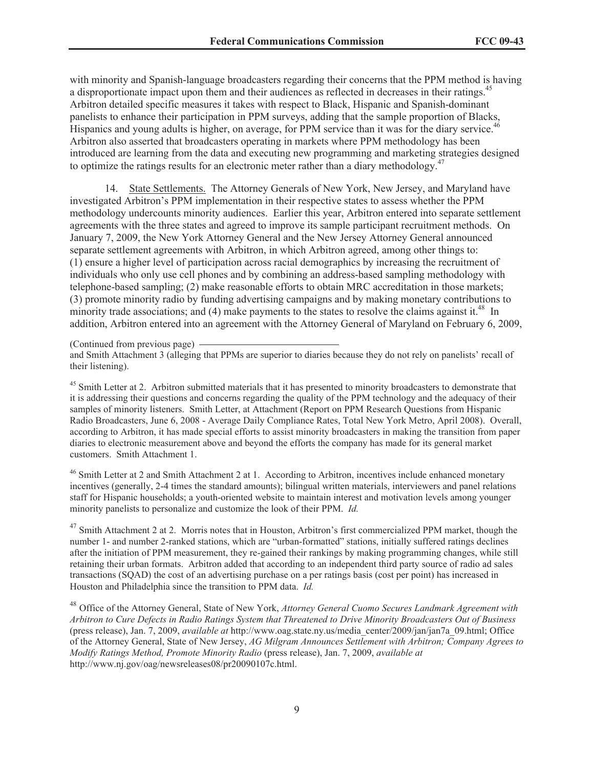with minority and Spanish-language broadcasters regarding their concerns that the PPM method is having a disproportionate impact upon them and their audiences as reflected in decreases in their ratings.[45] Arbitron detailed specific measures it takes with respect to Black, Hispanic and Spanish-dominant panelists to enhance their participation in PPM surveys, adding that the sample proportion of Blacks, Hispanics and young adults is higher, on average, for PPM service than it was for the diary service.[46] Arbitron also asserted that broadcasters operating in markets where PPM methodology has been introduced are learning from the data and executing new programming and marketing strategies designed to optimize the ratings results for an electronic meter rather than a diary methodology.[47]

14. State Settlements. The Attorney Generals of New York, New Jersey, and Maryland have investigated Arbitron's PPM implementation in their respective states to assess whether the PPM methodology undercounts minority audiences. Earlier this year, Arbitron entered into separate settlement agreements with the three states and agreed to improve its sample participant recruitment methods. On January 7, 2009, the New York Attorney General and the New Jersey Attorney General announced separate settlement agreements with Arbitron, in which Arbitron agreed, among other things to: (1) ensure a higher level of participation across racial demographics by increasing the recruitment of individuals who only use cell phones and by combining an address-based sampling methodology with telephone-based sampling; (2) make reasonable efforts to obtain MRC accreditation in those markets; (3) promote minority radio by funding advertising campaigns and by making monetary contributions to minority trade associations; and (4) make payments to the states to resolve the claims against it.[48] In addition, Arbitron entered into an agreement with the Attorney General of Maryland on February 6, 2009,

(Continued from previous page)

and Smith Attachment 3 (alleging that PPMs are superior to diaries because they do not rely on panelists' recall of their listening).

[45] Smith Letter at 2. Arbitron submitted materials that it has presented to minority broadcasters to demonstrate that it is addressing their questions and concerns regarding the quality of the PPM technology and the adequacy of their samples of minority listeners. Smith Letter, at Attachment (Report on PPM Research Questions from Hispanic Radio Broadcasters, June 6, 2008 - Average Daily Compliance Rates, Total New York Metro, April 2008). Overall, according to Arbitron, it has made special efforts to assist minority broadcasters in making the transition from paper diaries to electronic measurement above and beyond the efforts the company has made for its general market customers. Smith Attachment 1.

[46] Smith Letter at 2 and Smith Attachment 2 at 1. According to Arbitron, incentives include enhanced monetary incentives (generally, 2-4 times the standard amounts); bilingual written materials, interviewers and panel relations staff for Hispanic households; a youth-oriented website to maintain interest and motivation levels among younger minority panelists to personalize and customize the look of their PPM. *Id.*

[47] Smith Attachment 2 at 2. Morris notes that in Houston, Arbitron's first commercialized PPM market, though the number 1- and number 2-ranked stations, which are "urban-formatted" stations, initially suffered ratings declines after the initiation of PPM measurement, they re-gained their rankings by making programming changes, while still retaining their urban formats. Arbitron added that according to an independent third party source of radio ad sales transactions (SQAD) the cost of an advertising purchase on a per ratings basis (cost per point) has increased in Houston and Philadelphia since the transition to PPM data. *Id.*

[48] Office of the Attorney General, State of New York, *Attorney General Cuomo Secures Landmark Agreement with Arbitron to Cure Defects in Radio Ratings System that Threatened to Drive Minority Broadcasters Out of Business* (press release), Jan. 7, 2009, *available at* http://www.oag.state.ny.us/media_center/2009/jan/jan7a_09.html; Office of the Attorney General, State of New Jersey, *AG Milgram Announces Settlement with Arbitron; Company Agrees to Modify Ratings Method, Promote Minority Radio* (press release), Jan. 7, 2009, *available at* http://www.nj.gov/oag/newsreleases08/pr20090107c.html.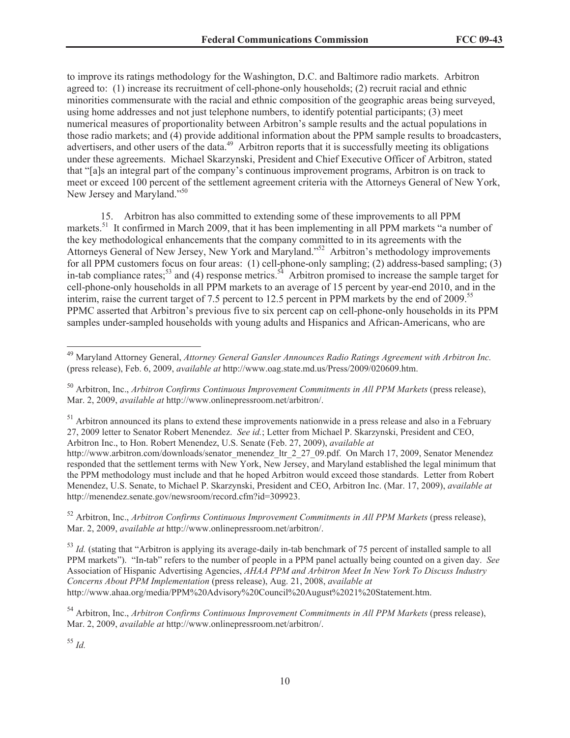to improve its ratings methodology for the Washington, D.C. and Baltimore radio markets. Arbitron agreed to: (1) increase its recruitment of cell-phone-only households; (2) recruit racial and ethnic minorities commensurate with the racial and ethnic composition of the geographic areas being surveyed, using home addresses and not just telephone numbers, to identify potential participants; (3) meet numerical measures of proportionality between Arbitron's sample results and the actual populations in those radio markets; and (4) provide additional information about the PPM sample results to broadcasters, advertisers, and other users of the data.[49] Arbitron reports that it is successfully meeting its obligations under these agreements. Michael Skarzynski, President and Chief Executive Officer of Arbitron, stated that "[a]s an integral part of the company's continuous improvement programs, Arbitron is on track to meet or exceed 100 percent of the settlement agreement criteria with the Attorneys General of New York, New Jersey and Maryland."[50]

15. Arbitron has also committed to extending some of these improvements to all PPM markets.[51] It confirmed in March 2009, that it has been implementing in all PPM markets "a number of the key methodological enhancements that the company committed to in its agreements with the Attorneys General of New Jersey, New York and Maryland."[52] Arbitron's methodology improvements for all PPM customers focus on four areas: (1) cell-phone-only sampling; (2) address-based sampling; (3) in-tab compliance rates;[53] and (4) response metrics.[54] Arbitron promised to increase the sample target for cell-phone-only households in all PPM markets to an average of 15 percent by year-end 2010, and in the interim, raise the current target of 7.5 percent to 12.5 percent in PPM markets by the end of 2009.[55] PPMC asserted that Arbitron's previous five to six percent cap on cell-phone-only households in its PPM samples under-sampled households with young adults and Hispanics and African-Americans, who are

---

[49] Maryland Attorney General, *Attorney General Gansler Announces Radio Ratings Agreement with Arbitron Inc.* (press release), Feb. 6, 2009, *available at* http://www.oag.state.md.us/Press/2009/020609.htm.

[50] Arbitron, Inc., *Arbitron Confirms Continuous Improvement Commitments in All PPM Markets* (press release), Mar. 2, 2009, *available at* http://www.onlinepressroom.net/arbitron/.

[51] Arbitron announced its plans to extend these improvements nationwide in a press release and also in a February 27, 2009 letter to Senator Robert Menendez. *See id.*; Letter from Michael P. Skarzynski, President and CEO, Arbitron Inc., to Hon. Robert Menendez, U.S. Senate (Feb. 27, 2009), *available at* http://www.arbitron.com/downloads/senator_menendez_ltr_2_27_09.pdf. On March 17, 2009, Senator Menendez responded that the settlement terms with New York, New Jersey, and Maryland established the legal minimum that the PPM methodology must include and that he hoped Arbitron would exceed those standards. Letter from Robert Menendez, U.S. Senate, to Michael P. Skarzynski, President and CEO, Arbitron Inc. (Mar. 17, 2009), *available at* http://menendez.senate.gov/newsroom/record.cfm?id=309923.

[52] Arbitron, Inc., *Arbitron Confirms Continuous Improvement Commitments in All PPM Markets* (press release), Mar. 2, 2009, *available at* http://www.onlinepressroom.net/arbitron/.

[53] *Id.* (stating that "Arbitron is applying its average-daily in-tab benchmark of 75 percent of installed sample to all PPM markets"). "In-tab" refers to the number of people in a PPM panel actually being counted on a given day. *See* Association of Hispanic Advertising Agencies, *AHAA PPM and Arbitron Meet In New York To Discuss Industry Concerns About PPM Implementation* (press release), Aug. 21, 2008, *available at* http://www.ahaa.org/media/PPM%20Advisory%20Council%20August%2021%20Statement.htm.

[54] Arbitron, Inc., *Arbitron Confirms Continuous Improvement Commitments in All PPM Markets* (press release), Mar. 2, 2009, *available at* http://www.onlinepressroom.net/arbitron/.

[55] *Id.*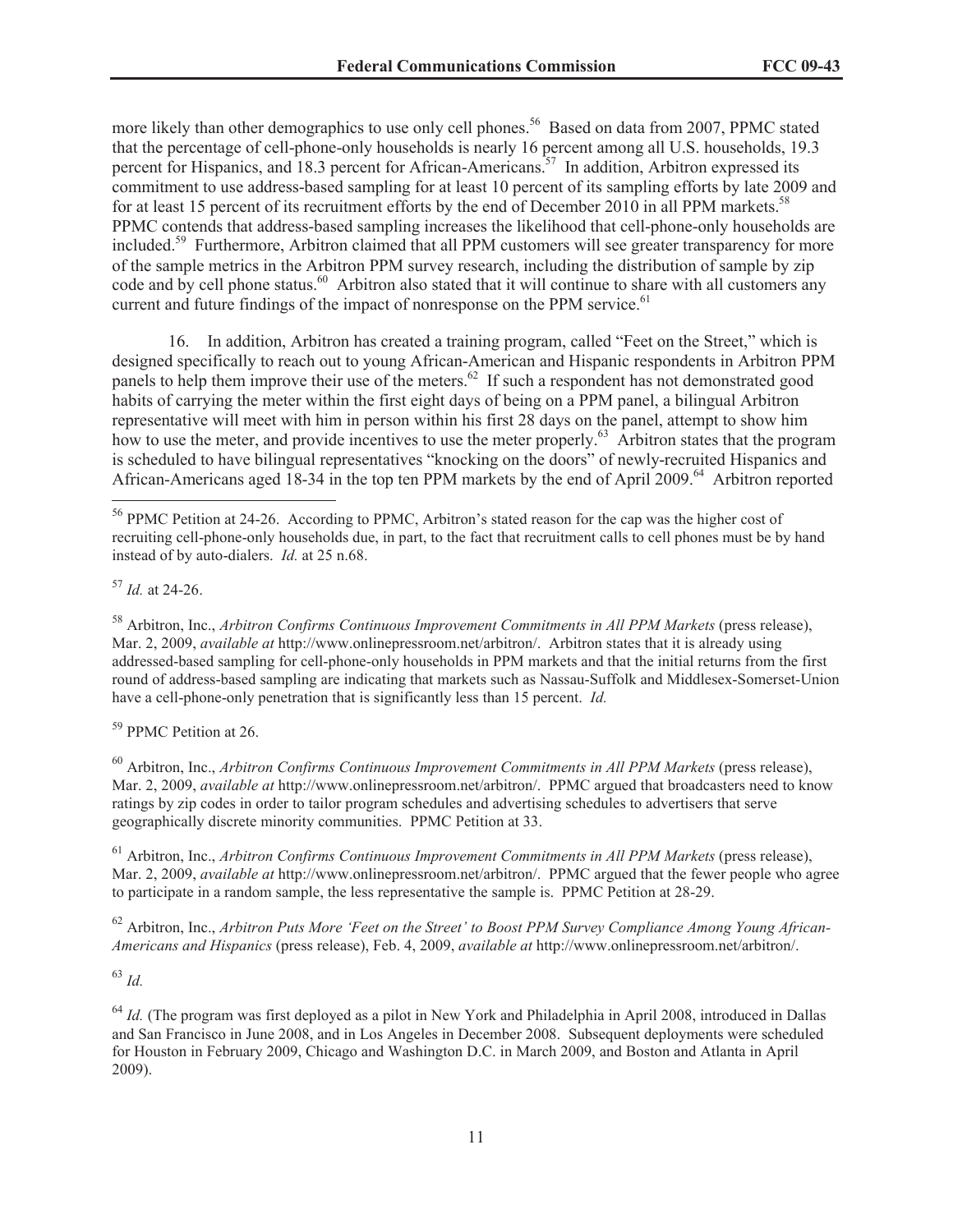more likely than other demographics to use only cell phones.[56] Based on data from 2007, PPMC stated that the percentage of cell-phone-only households is nearly 16 percent among all U.S. households, 19.3 percent for Hispanics, and 18.3 percent for African-Americans.[57] In addition, Arbitron expressed its commitment to use address-based sampling for at least 10 percent of its sampling efforts by late 2009 and for at least 15 percent of its recruitment efforts by the end of December 2010 in all PPM markets.[58] PPMC contends that address-based sampling increases the likelihood that cell-phone-only households are included.[59] Furthermore, Arbitron claimed that all PPM customers will see greater transparency for more of the sample metrics in the Arbitron PPM survey research, including the distribution of sample by zip code and by cell phone status.[60] Arbitron also stated that it will continue to share with all customers any current and future findings of the impact of nonresponse on the PPM service.[61]

16. In addition, Arbitron has created a training program, called "Feet on the Street," which is designed specifically to reach out to young African-American and Hispanic respondents in Arbitron PPM panels to help them improve their use of the meters.[62] If such a respondent has not demonstrated good habits of carrying the meter within the first eight days of being on a PPM panel, a bilingual Arbitron representative will meet with him in person within his first 28 days on the panel, attempt to show him how to use the meter, and provide incentives to use the meter properly.[63] Arbitron states that the program is scheduled to have bilingual representatives "knocking on the doors" of newly-recruited Hispanics and African-Americans aged 18-34 in the top ten PPM markets by the end of April 2009.[64] Arbitron reported

---

[56] PPMC Petition at 24-26. According to PPMC, Arbitron's stated reason for the cap was the higher cost of recruiting cell-phone-only households due, in part, to the fact that recruitment calls to cell phones must be by hand instead of by auto-dialers. *Id.* at 25 n.68.

[57] *Id.* at 24-26.

[58] Arbitron, Inc., *Arbitron Confirms Continuous Improvement Commitments in All PPM Markets* (press release), Mar. 2, 2009, *available at* http://www.onlinepressroom.net/arbitron/. Arbitron states that it is already using addressed-based sampling for cell-phone-only households in PPM markets and that the initial returns from the first round of address-based sampling are indicating that markets such as Nassau-Suffolk and Middlesex-Somerset-Union have a cell-phone-only penetration that is significantly less than 15 percent. *Id.*

[59] PPMC Petition at 26.

[60] Arbitron, Inc., *Arbitron Confirms Continuous Improvement Commitments in All PPM Markets* (press release), Mar. 2, 2009, *available at* http://www.onlinepressroom.net/arbitron/. PPMC argued that broadcasters need to know ratings by zip codes in order to tailor program schedules and advertising schedules to advertisers that serve geographically discrete minority communities. PPMC Petition at 33.

[61] Arbitron, Inc., *Arbitron Confirms Continuous Improvement Commitments in All PPM Markets* (press release), Mar. 2, 2009, *available at* http://www.onlinepressroom.net/arbitron/. PPMC argued that the fewer people who agree to participate in a random sample, the less representative the sample is. PPMC Petition at 28-29.

[62] Arbitron, Inc., *Arbitron Puts More 'Feet on the Street' to Boost PPM Survey Compliance Among Young African-Americans and Hispanics* (press release), Feb. 4, 2009, *available at* http://www.onlinepressroom.net/arbitron/.

[63] *Id.*

[64] *Id.* (The program was first deployed as a pilot in New York and Philadelphia in April 2008, introduced in Dallas and San Francisco in June 2008, and in Los Angeles in December 2008. Subsequent deployments were scheduled for Houston in February 2009, Chicago and Washington D.C. in March 2009, and Boston and Atlanta in April 2009).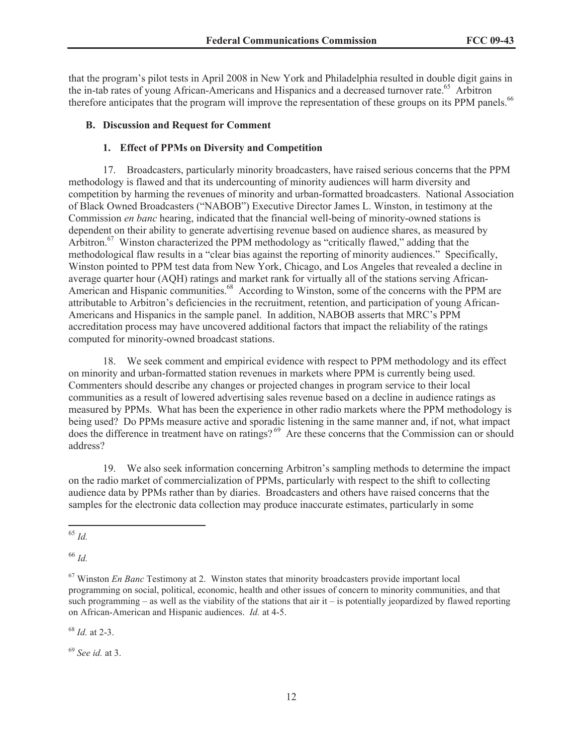that the program's pilot tests in April 2008 in New York and Philadelphia resulted in double digit gains in the in-tab rates of young African-Americans and Hispanics and a decreased turnover rate.[65] Arbitron therefore anticipates that the program will improve the representation of these groups on its PPM panels.[66]

### B. Discussion and Request for Comment

#### 1. Effect of PPMs on Diversity and Competition

17. Broadcasters, particularly minority broadcasters, have raised serious concerns that the PPM methodology is flawed and that its undercounting of minority audiences will harm diversity and competition by harming the revenues of minority and urban-formatted broadcasters. National Association of Black Owned Broadcasters ("NABOB") Executive Director James L. Winston, in testimony at the Commission *en banc* hearing, indicated that the financial well-being of minority-owned stations is dependent on their ability to generate advertising revenue based on audience shares, as measured by Arbitron.[67] Winston characterized the PPM methodology as "critically flawed," adding that the methodological flaw results in a "clear bias against the reporting of minority audiences." Specifically, Winston pointed to PPM test data from New York, Chicago, and Los Angeles that revealed a decline in average quarter hour (AQH) ratings and market rank for virtually all of the stations serving African-American and Hispanic communities.[68] According to Winston, some of the concerns with the PPM are attributable to Arbitron's deficiencies in the recruitment, retention, and participation of young African-Americans and Hispanics in the sample panel. In addition, NABOB asserts that MRC's PPM accreditation process may have uncovered additional factors that impact the reliability of the ratings computed for minority-owned broadcast stations.

18. We seek comment and empirical evidence with respect to PPM methodology and its effect on minority and urban-formatted station revenues in markets where PPM is currently being used. Commenters should describe any changes or projected changes in program service to their local communities as a result of lowered advertising sales revenue based on a decline in audience ratings as measured by PPMs. What has been the experience in other radio markets where the PPM methodology is being used? Do PPMs measure active and sporadic listening in the same manner and, if not, what impact does the difference in treatment have on ratings?[69] Are these concerns that the Commission can or should address?

19. We also seek information concerning Arbitron's sampling methods to determine the impact on the radio market of commercialization of PPMs, particularly with respect to the shift to collecting audience data by PPMs rather than by diaries. Broadcasters and others have raised concerns that the samples for the electronic data collection may produce inaccurate estimates, particularly in some

---

[65] *Id.*

[66] *Id.*

[67] Winston *En Banc* Testimony at 2. Winston states that minority broadcasters provide important local programming on social, political, economic, health and other issues of concern to minority communities, and that such programming – as well as the viability of the stations that air it – is potentially jeopardized by flawed reporting on African-American and Hispanic audiences. *Id.* at 4-5.

[68] *Id.* at 2-3.

[69] *See id.* at 3.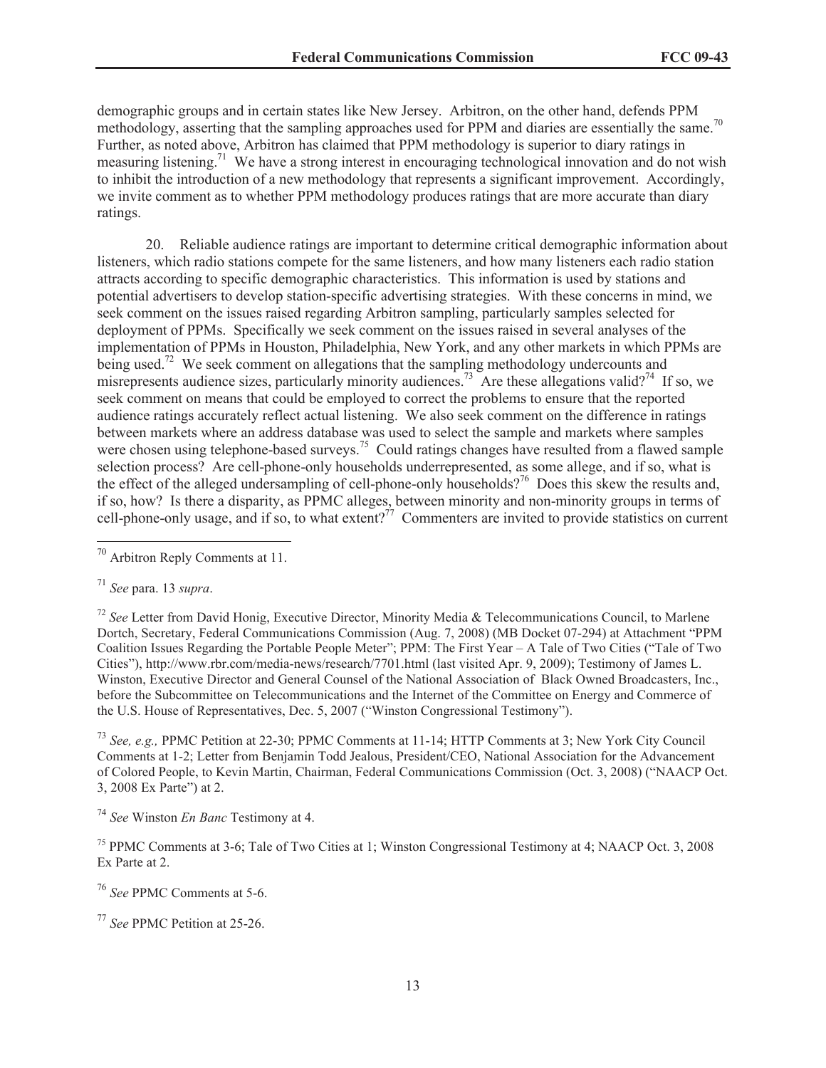demographic groups and in certain states like New Jersey. Arbitron, on the other hand, defends PPM methodology, asserting that the sampling approaches used for PPM and diaries are essentially the same.[70] Further, as noted above, Arbitron has claimed that PPM methodology is superior to diary ratings in measuring listening.[71] We have a strong interest in encouraging technological innovation and do not wish to inhibit the introduction of a new methodology that represents a significant improvement. Accordingly, we invite comment as to whether PPM methodology produces ratings that are more accurate than diary ratings.

20. Reliable audience ratings are important to determine critical demographic information about listeners, which radio stations compete for the same listeners, and how many listeners each radio station attracts according to specific demographic characteristics. This information is used by stations and potential advertisers to develop station-specific advertising strategies. With these concerns in mind, we seek comment on the issues raised regarding Arbitron sampling, particularly samples selected for deployment of PPMs. Specifically we seek comment on the issues raised in several analyses of the implementation of PPMs in Houston, Philadelphia, New York, and any other markets in which PPMs are being used.[72] We seek comment on allegations that the sampling methodology undercounts and misrepresents audience sizes, particularly minority audiences.[73] Are these allegations valid?[74] If so, we seek comment on means that could be employed to correct the problems to ensure that the reported audience ratings accurately reflect actual listening. We also seek comment on the difference in ratings between markets where an address database was used to select the sample and markets where samples were chosen using telephone-based surveys.[75] Could ratings changes have resulted from a flawed sample selection process? Are cell-phone-only households underrepresented, as some allege, and if so, what is the effect of the alleged undersampling of cell-phone-only households?[76] Does this skew the results and, if so, how? Is there a disparity, as PPMC alleges, between minority and non-minority groups in terms of cell-phone-only usage, and if so, to what extent?[77] Commenters are invited to provide statistics on current

---

[70] Arbitron Reply Comments at 11.

[71] *See* para. 13 *supra*.

[72] *See* Letter from David Honig, Executive Director, Minority Media & Telecommunications Council, to Marlene Dortch, Secretary, Federal Communications Commission (Aug. 7, 2008) (MB Docket 07-294) at Attachment "PPM Coalition Issues Regarding the Portable People Meter"; PPM: The First Year – A Tale of Two Cities ("Tale of Two Cities"), http://www.rbr.com/media-news/research/7701.html (last visited Apr. 9, 2009); Testimony of James L. Winston, Executive Director and General Counsel of the National Association of Black Owned Broadcasters, Inc., before the Subcommittee on Telecommunications and the Internet of the Committee on Energy and Commerce of the U.S. House of Representatives, Dec. 5, 2007 ("Winston Congressional Testimony").

[73] *See, e.g.,* PPMC Petition at 22-30; PPMC Comments at 11-14; HTTP Comments at 3; New York City Council Comments at 1-2; Letter from Benjamin Todd Jealous, President/CEO, National Association for the Advancement of Colored People, to Kevin Martin, Chairman, Federal Communications Commission (Oct. 3, 2008) ("NAACP Oct. 3, 2008 Ex Parte") at 2.

[74] *See* Winston *En Banc* Testimony at 4.

[75] PPMC Comments at 3-6; Tale of Two Cities at 1; Winston Congressional Testimony at 4; NAACP Oct. 3, 2008 Ex Parte at 2.

[76] *See* PPMC Comments at 5-6.

[77] *See* PPMC Petition at 25-26.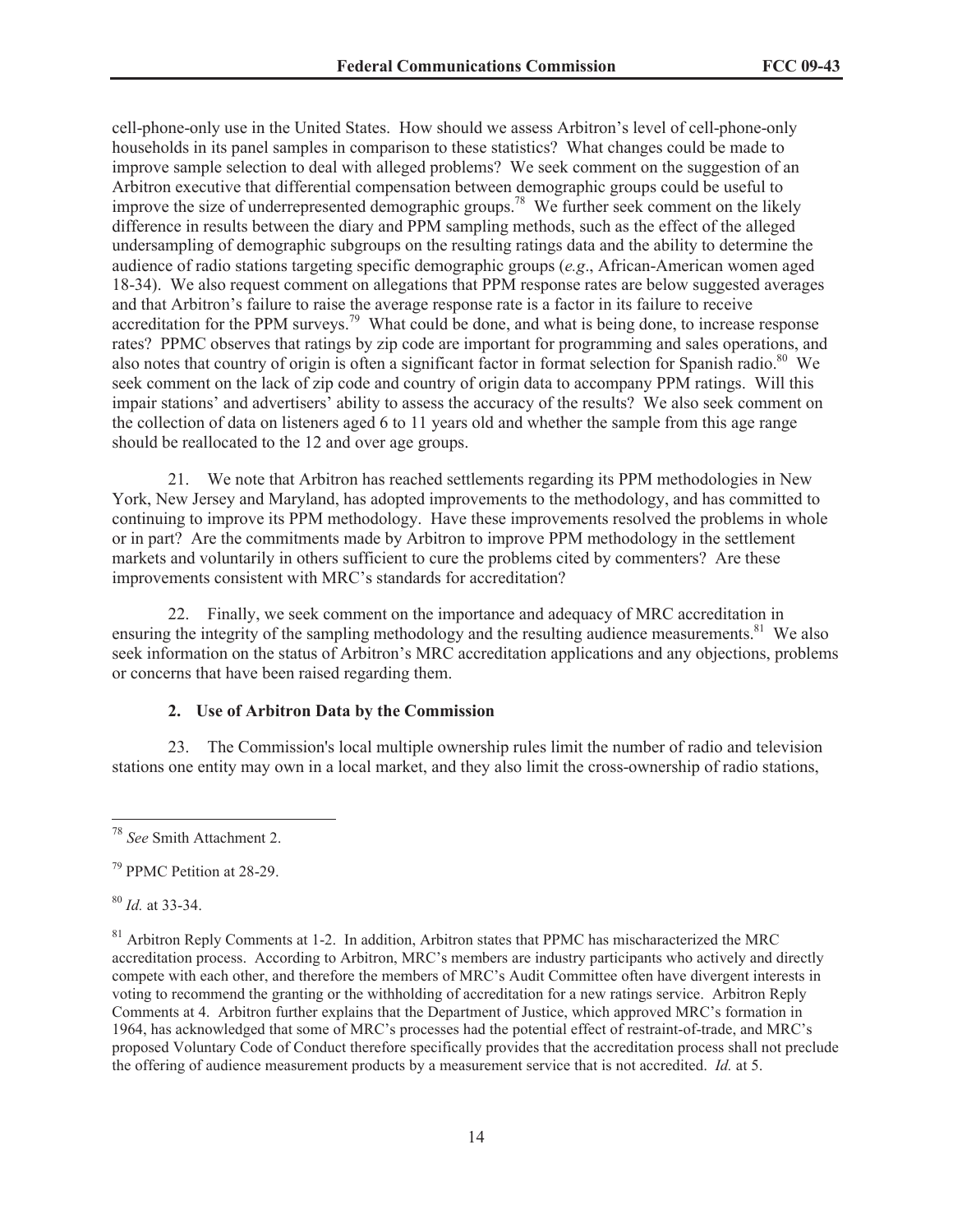cell-phone-only use in the United States. How should we assess Arbitron's level of cell-phone-only households in its panel samples in comparison to these statistics? What changes could be made to improve sample selection to deal with alleged problems? We seek comment on the suggestion of an Arbitron executive that differential compensation between demographic groups could be useful to improve the size of underrepresented demographic groups.[78] We further seek comment on the likely difference in results between the diary and PPM sampling methods, such as the effect of the alleged undersampling of demographic subgroups on the resulting ratings data and the ability to determine the audience of radio stations targeting specific demographic groups (*e.g*., African-American women aged 18-34). We also request comment on allegations that PPM response rates are below suggested averages and that Arbitron's failure to raise the average response rate is a factor in its failure to receive accreditation for the PPM surveys.[79] What could be done, and what is being done, to increase response rates? PPMC observes that ratings by zip code are important for programming and sales operations, and also notes that country of origin is often a significant factor in format selection for Spanish radio.[80] We seek comment on the lack of zip code and country of origin data to accompany PPM ratings. Will this impair stations' and advertisers' ability to assess the accuracy of the results? We also seek comment on the collection of data on listeners aged 6 to 11 years old and whether the sample from this age range should be reallocated to the 12 and over age groups.

21. We note that Arbitron has reached settlements regarding its PPM methodologies in New York, New Jersey and Maryland, has adopted improvements to the methodology, and has committed to continuing to improve its PPM methodology. Have these improvements resolved the problems in whole or in part? Are the commitments made by Arbitron to improve PPM methodology in the settlement markets and voluntarily in others sufficient to cure the problems cited by commenters? Are these improvements consistent with MRC's standards for accreditation?

22. Finally, we seek comment on the importance and adequacy of MRC accreditation in ensuring the integrity of the sampling methodology and the resulting audience measurements.[81] We also seek information on the status of Arbitron's MRC accreditation applications and any objections, problems or concerns that have been raised regarding them.

### 2. Use of Arbitron Data by the Commission

23. The Commission's local multiple ownership rules limit the number of radio and television stations one entity may own in a local market, and they also limit the cross-ownership of radio stations,

---

[78] *See* Smith Attachment 2.

[79] PPMC Petition at 28-29.

[80] *Id.* at 33-34.

[81] Arbitron Reply Comments at 1-2. In addition, Arbitron states that PPMC has mischaracterized the MRC accreditation process. According to Arbitron, MRC's members are industry participants who actively and directly compete with each other, and therefore the members of MRC's Audit Committee often have divergent interests in voting to recommend the granting or the withholding of accreditation for a new ratings service. Arbitron Reply Comments at 4. Arbitron further explains that the Department of Justice, which approved MRC's formation in 1964, has acknowledged that some of MRC's processes had the potential effect of restraint-of-trade, and MRC's proposed Voluntary Code of Conduct therefore specifically provides that the accreditation process shall not preclude the offering of audience measurement products by a measurement service that is not accredited. *Id.* at 5.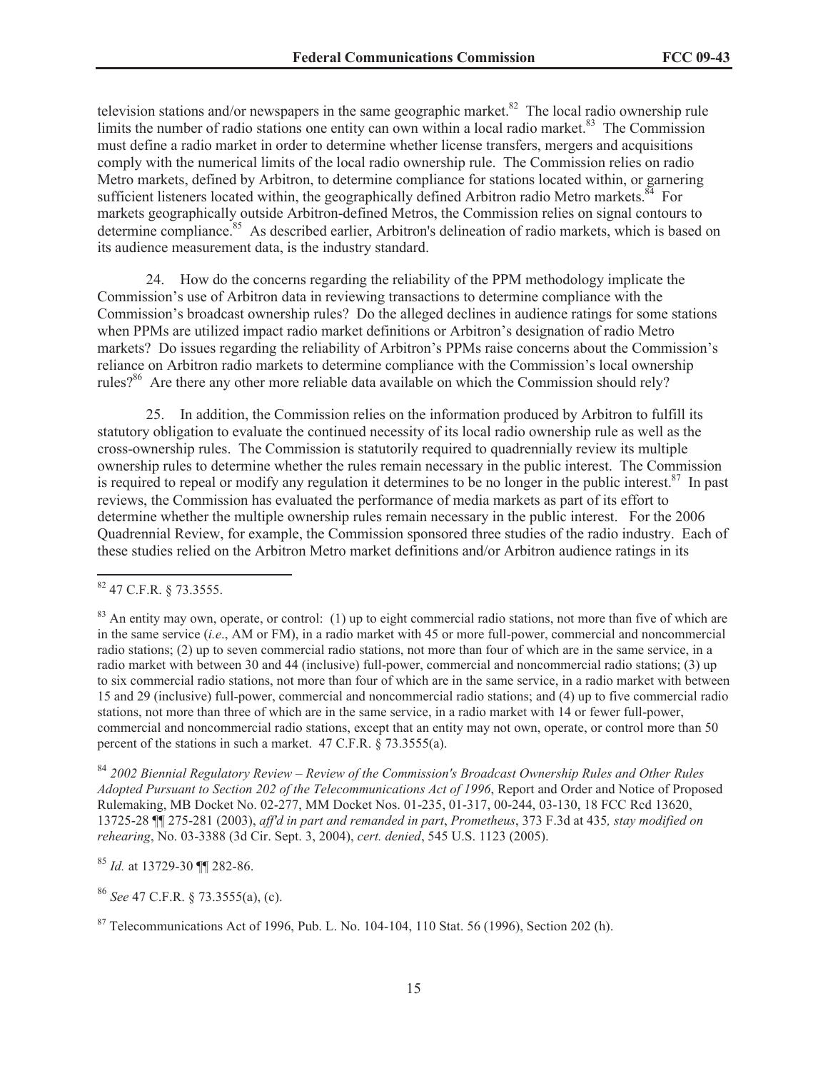television stations and/or newspapers in the same geographic market.[82] The local radio ownership rule limits the number of radio stations one entity can own within a local radio market.[83] The Commission must define a radio market in order to determine whether license transfers, mergers and acquisitions comply with the numerical limits of the local radio ownership rule. The Commission relies on radio Metro markets, defined by Arbitron, to determine compliance for stations located within, or garnering sufficient listeners located within, the geographically defined Arbitron radio Metro markets.[84] For markets geographically outside Arbitron-defined Metros, the Commission relies on signal contours to determine compliance.[85] As described earlier, Arbitron's delineation of radio markets, which is based on its audience measurement data, is the industry standard.

24. How do the concerns regarding the reliability of the PPM methodology implicate the Commission's use of Arbitron data in reviewing transactions to determine compliance with the Commission's broadcast ownership rules? Do the alleged declines in audience ratings for some stations when PPMs are utilized impact radio market definitions or Arbitron's designation of radio Metro markets? Do issues regarding the reliability of Arbitron's PPMs raise concerns about the Commission's reliance on Arbitron radio markets to determine compliance with the Commission's local ownership rules?[86] Are there any other more reliable data available on which the Commission should rely?

25. In addition, the Commission relies on the information produced by Arbitron to fulfill its statutory obligation to evaluate the continued necessity of its local radio ownership rule as well as the cross-ownership rules. The Commission is statutorily required to quadrennially review its multiple ownership rules to determine whether the rules remain necessary in the public interest. The Commission is required to repeal or modify any regulation it determines to be no longer in the public interest.[87] In past reviews, the Commission has evaluated the performance of media markets as part of its effort to determine whether the multiple ownership rules remain necessary in the public interest. For the 2006 Quadrennial Review, for example, the Commission sponsored three studies of the radio industry. Each of these studies relied on the Arbitron Metro market definitions and/or Arbitron audience ratings in its

---

[82] 47 C.F.R. § 73.3555.

[83] An entity may own, operate, or control: (1) up to eight commercial radio stations, not more than five of which are in the same service (*i.e*., AM or FM), in a radio market with 45 or more full-power, commercial and noncommercial radio stations; (2) up to seven commercial radio stations, not more than four of which are in the same service, in a radio market with between 30 and 44 (inclusive) full-power, commercial and noncommercial radio stations; (3) up to six commercial radio stations, not more than four of which are in the same service, in a radio market with between 15 and 29 (inclusive) full-power, commercial and noncommercial radio stations; and (4) up to five commercial radio stations, not more than three of which are in the same service, in a radio market with 14 or fewer full-power, commercial and noncommercial radio stations, except that an entity may not own, operate, or control more than 50 percent of the stations in such a market. 47 C.F.R. § 73.3555(a).

[84] *2002 Biennial Regulatory Review – Review of the Commission's Broadcast Ownership Rules and Other Rules Adopted Pursuant to Section 202 of the Telecommunications Act of 1996*, Report and Order and Notice of Proposed Rulemaking, MB Docket No. 02-277, MM Docket Nos. 01-235, 01-317, 00-244, 03-130, 18 FCC Rcd 13620, 13725-28 ¶¶ 275-281 (2003), *aff'd in part and remanded in part*, *Prometheus*, 373 F.3d at 435*, stay modified on rehearing*, No. 03-3388 (3d Cir. Sept. 3, 2004), *cert. denied*, 545 U.S. 1123 (2005).

[85] *Id.* at 13729-30 ¶¶ 282-86.

[86] *See* 47 C.F.R. § 73.3555(a), (c).

[87] Telecommunications Act of 1996, Pub. L. No. 104-104, 110 Stat. 56 (1996), Section 202 (h).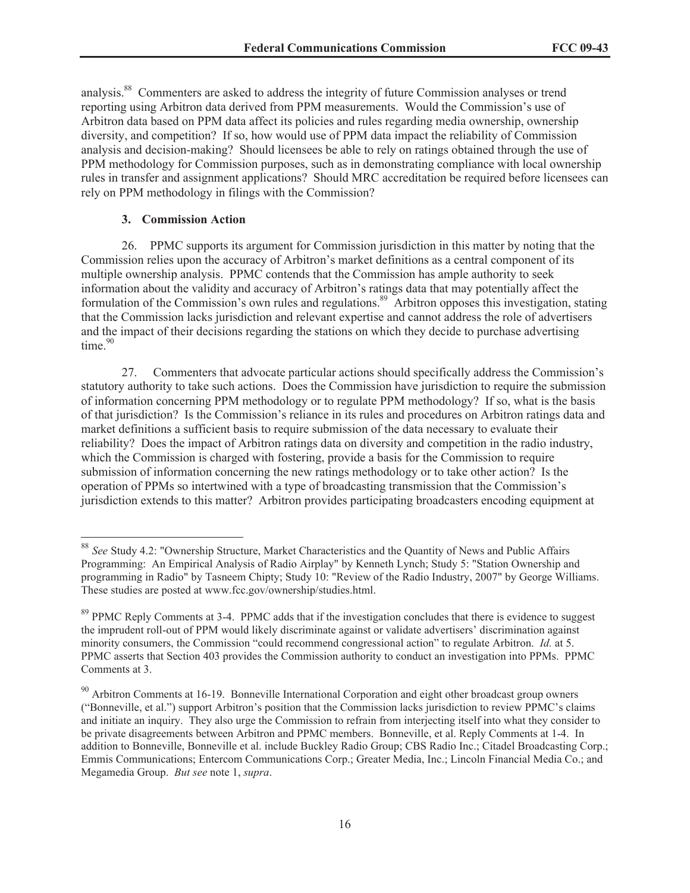analysis.[88] Commenters are asked to address the integrity of future Commission analyses or trend reporting using Arbitron data derived from PPM measurements. Would the Commission's use of Arbitron data based on PPM data affect its policies and rules regarding media ownership, ownership diversity, and competition? If so, how would use of PPM data impact the reliability of Commission analysis and decision-making? Should licensees be able to rely on ratings obtained through the use of PPM methodology for Commission purposes, such as in demonstrating compliance with local ownership rules in transfer and assignment applications? Should MRC accreditation be required before licensees can rely on PPM methodology in filings with the Commission?

### 3. Commission Action

26. PPMC supports its argument for Commission jurisdiction in this matter by noting that the Commission relies upon the accuracy of Arbitron's market definitions as a central component of its multiple ownership analysis. PPMC contends that the Commission has ample authority to seek information about the validity and accuracy of Arbitron's ratings data that may potentially affect the formulation of the Commission's own rules and regulations.[89] Arbitron opposes this investigation, stating that the Commission lacks jurisdiction and relevant expertise and cannot address the role of advertisers and the impact of their decisions regarding the stations on which they decide to purchase advertising time.[90]

27. Commenters that advocate particular actions should specifically address the Commission's statutory authority to take such actions. Does the Commission have jurisdiction to require the submission of information concerning PPM methodology or to regulate PPM methodology? If so, what is the basis of that jurisdiction? Is the Commission's reliance in its rules and procedures on Arbitron ratings data and market definitions a sufficient basis to require submission of the data necessary to evaluate their reliability? Does the impact of Arbitron ratings data on diversity and competition in the radio industry, which the Commission is charged with fostering, provide a basis for the Commission to require submission of information concerning the new ratings methodology or to take other action? Is the operation of PPMs so intertwined with a type of broadcasting transmission that the Commission's jurisdiction extends to this matter? Arbitron provides participating broadcasters encoding equipment at

---

[88] *See* Study 4.2: "Ownership Structure, Market Characteristics and the Quantity of News and Public Affairs Programming: An Empirical Analysis of Radio Airplay" by Kenneth Lynch; Study 5: "Station Ownership and programming in Radio" by Tasneem Chipty; Study 10: "Review of the Radio Industry, 2007" by George Williams. These studies are posted at www.fcc.gov/ownership/studies.html.

[89] PPMC Reply Comments at 3-4. PPMC adds that if the investigation concludes that there is evidence to suggest the imprudent roll-out of PPM would likely discriminate against or validate advertisers' discrimination against minority consumers, the Commission "could recommend congressional action" to regulate Arbitron. *Id.* at 5. PPMC asserts that Section 403 provides the Commission authority to conduct an investigation into PPMs. PPMC Comments at 3.

[90] Arbitron Comments at 16-19. Bonneville International Corporation and eight other broadcast group owners ("Bonneville, et al.") support Arbitron's position that the Commission lacks jurisdiction to review PPMC's claims and initiate an inquiry. They also urge the Commission to refrain from interjecting itself into what they consider to be private disagreements between Arbitron and PPMC members. Bonneville, et al. Reply Comments at 1-4. In addition to Bonneville, Bonneville et al. include Buckley Radio Group; CBS Radio Inc.; Citadel Broadcasting Corp.; Emmis Communications; Entercom Communications Corp.; Greater Media, Inc.; Lincoln Financial Media Co.; and Megamedia Group. *But see* note 1, *supra*.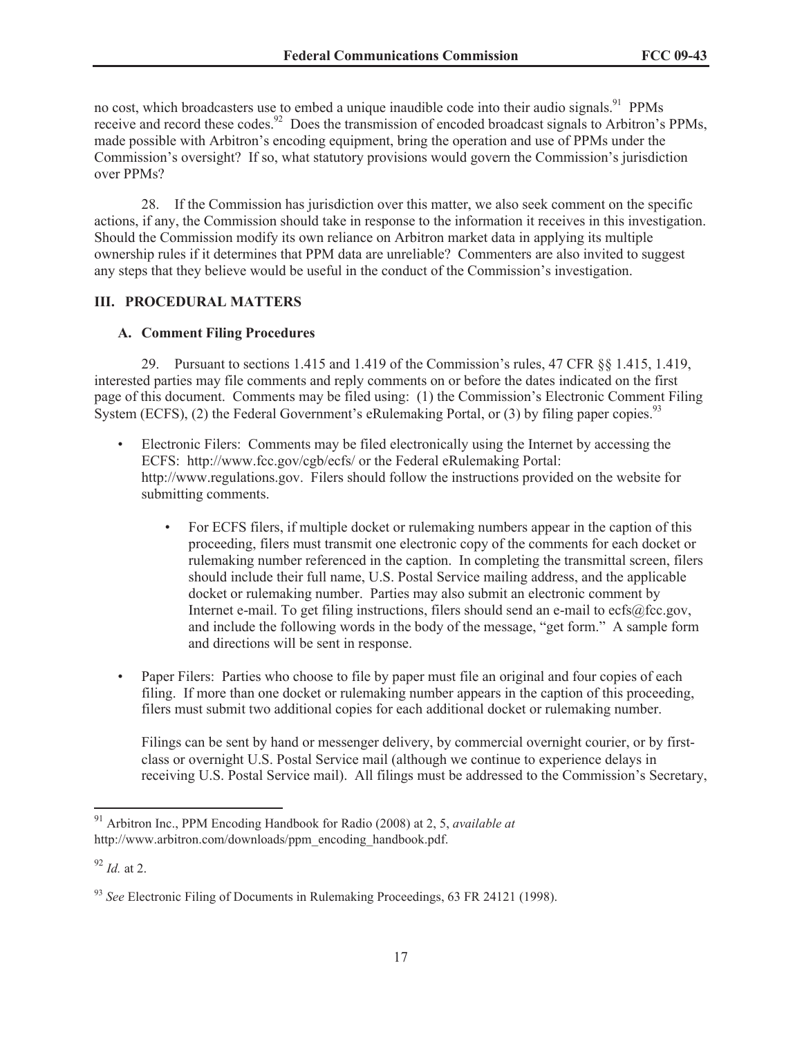no cost, which broadcasters use to embed a unique inaudible code into their audio signals.[91] PPMs receive and record these codes.[92] Does the transmission of encoded broadcast signals to Arbitron's PPMs, made possible with Arbitron's encoding equipment, bring the operation and use of PPMs under the Commission's oversight? If so, what statutory provisions would govern the Commission's jurisdiction over PPMs?

28. If the Commission has jurisdiction over this matter, we also seek comment on the specific actions, if any, the Commission should take in response to the information it receives in this investigation. Should the Commission modify its own reliance on Arbitron market data in applying its multiple ownership rules if it determines that PPM data are unreliable? Commenters are also invited to suggest any steps that they believe would be useful in the conduct of the Commission's investigation.

## III. PROCEDURAL MATTERS

### A. Comment Filing Procedures

29. Pursuant to sections 1.415 and 1.419 of the Commission's rules, 47 CFR §§ 1.415, 1.419, interested parties may file comments and reply comments on or before the dates indicated on the first page of this document. Comments may be filed using: (1) the Commission's Electronic Comment Filing System (ECFS), (2) the Federal Government's eRulemaking Portal, or (3) by filing paper copies.[93]

- Electronic Filers: Comments may be filed electronically using the Internet by accessing the ECFS: http://www.fcc.gov/cgb/ecfs/ or the Federal eRulemaking Portal: http://www.regulations.gov. Filers should follow the instructions provided on the website for submitting comments.
    - For ECFS filers, if multiple docket or rulemaking numbers appear in the caption of this proceeding, filers must transmit one electronic copy of the comments for each docket or rulemaking number referenced in the caption. In completing the transmittal screen, filers should include their full name, U.S. Postal Service mailing address, and the applicable docket or rulemaking number. Parties may also submit an electronic comment by Internet e-mail. To get filing instructions, filers should send an e-mail to ecfs@fcc.gov, and include the following words in the body of the message, "get form." A sample form and directions will be sent in response.
- Paper Filers: Parties who choose to file by paper must file an original and four copies of each filing. If more than one docket or rulemaking number appears in the caption of this proceeding, filers must submit two additional copies for each additional docket or rulemaking number.

  Filings can be sent by hand or messenger delivery, by commercial overnight courier, or by first-class or overnight U.S. Postal Service mail (although we continue to experience delays in receiving U.S. Postal Service mail). All filings must be addressed to the Commission's Secretary,

---

[91] Arbitron Inc., PPM Encoding Handbook for Radio (2008) at 2, 5, *available at* http://www.arbitron.com/downloads/ppm_encoding_handbook.pdf.

[92] *Id.* at 2.

[93] *See* Electronic Filing of Documents in Rulemaking Proceedings, 63 FR 24121 (1998).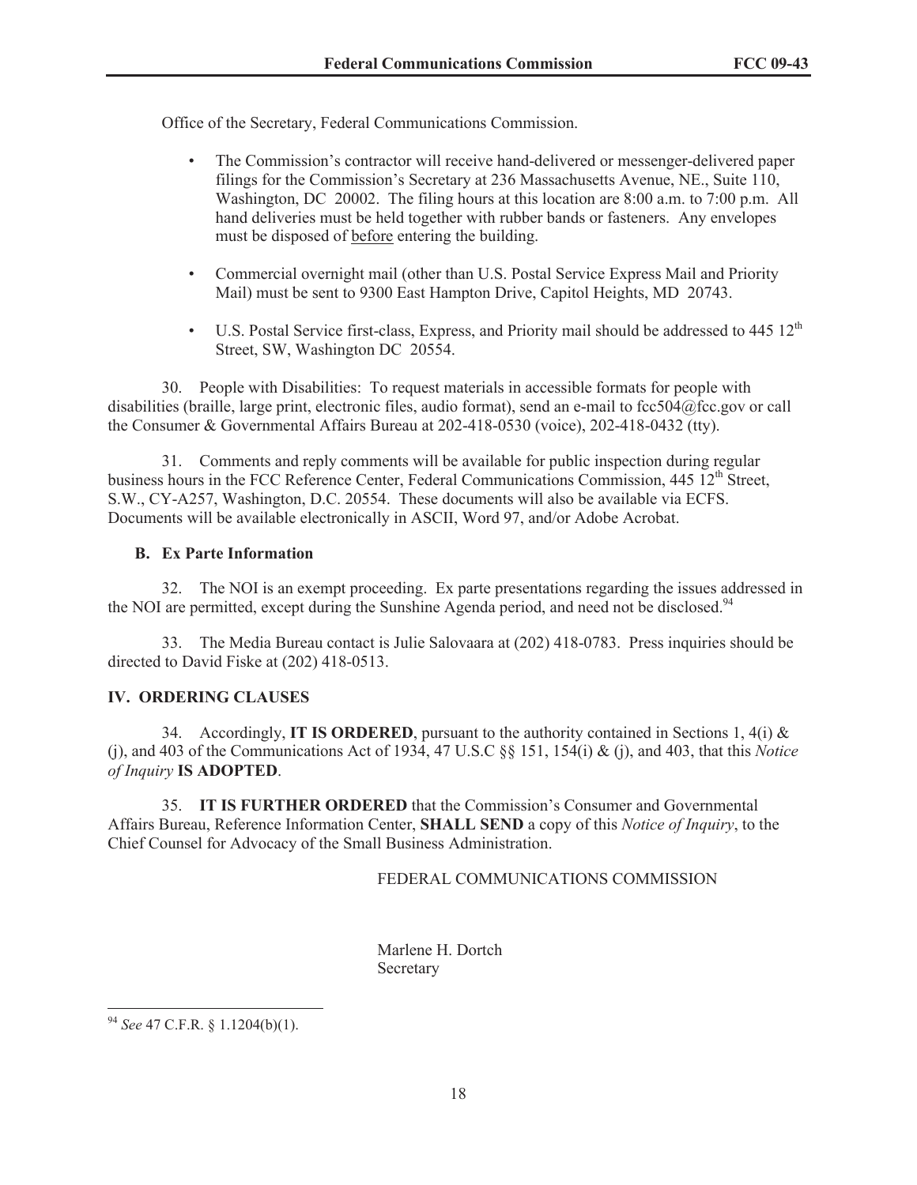Office of the Secretary, Federal Communications Commission.

- The Commission's contractor will receive hand-delivered or messenger-delivered paper filings for the Commission's Secretary at 236 Massachusetts Avenue, NE., Suite 110, Washington, DC 20002. The filing hours at this location are 8:00 a.m. to 7:00 p.m. All hand deliveries must be held together with rubber bands or fasteners. Any envelopes must be disposed of before entering the building.

- Commercial overnight mail (other than U.S. Postal Service Express Mail and Priority Mail) must be sent to 9300 East Hampton Drive, Capitol Heights, MD 20743.

- U.S. Postal Service first-class, Express, and Priority mail should be addressed to 445 12th Street, SW, Washington DC 20554.

30. People with Disabilities: To request materials in accessible formats for people with disabilities (braille, large print, electronic files, audio format), send an e-mail to fcc504@fcc.gov or call the Consumer & Governmental Affairs Bureau at 202-418-0530 (voice), 202-418-0432 (tty).

31. Comments and reply comments will be available for public inspection during regular business hours in the FCC Reference Center, Federal Communications Commission, 445 12th Street, S.W., CY-A257, Washington, D.C. 20554. These documents will also be available via ECFS. Documents will be available electronically in ASCII, Word 97, and/or Adobe Acrobat.

### B. Ex Parte Information

32. The NOI is an exempt proceeding. Ex parte presentations regarding the issues addressed in the NOI are permitted, except during the Sunshine Agenda period, and need not be disclosed.[94]

33. The Media Bureau contact is Julie Salovaara at (202) 418-0783. Press inquiries should be directed to David Fiske at (202) 418-0513.

## IV. ORDERING CLAUSES

34. Accordingly, **IT IS ORDERED**, pursuant to the authority contained in Sections 1, 4(i) & (j), and 403 of the Communications Act of 1934, 47 U.S.C §§ 151, 154(i) & (j), and 403, that this *Notice of Inquiry* **IS ADOPTED**.

35. **IT IS FURTHER ORDERED** that the Commission's Consumer and Governmental Affairs Bureau, Reference Information Center, **SHALL SEND** a copy of this *Notice of Inquiry*, to the Chief Counsel for Advocacy of the Small Business Administration.

FEDERAL COMMUNICATIONS COMMISSION

Marlene H. Dortch
Secretary

---

[94] *See* 47 C.F.R. § 1.1204(b)(1).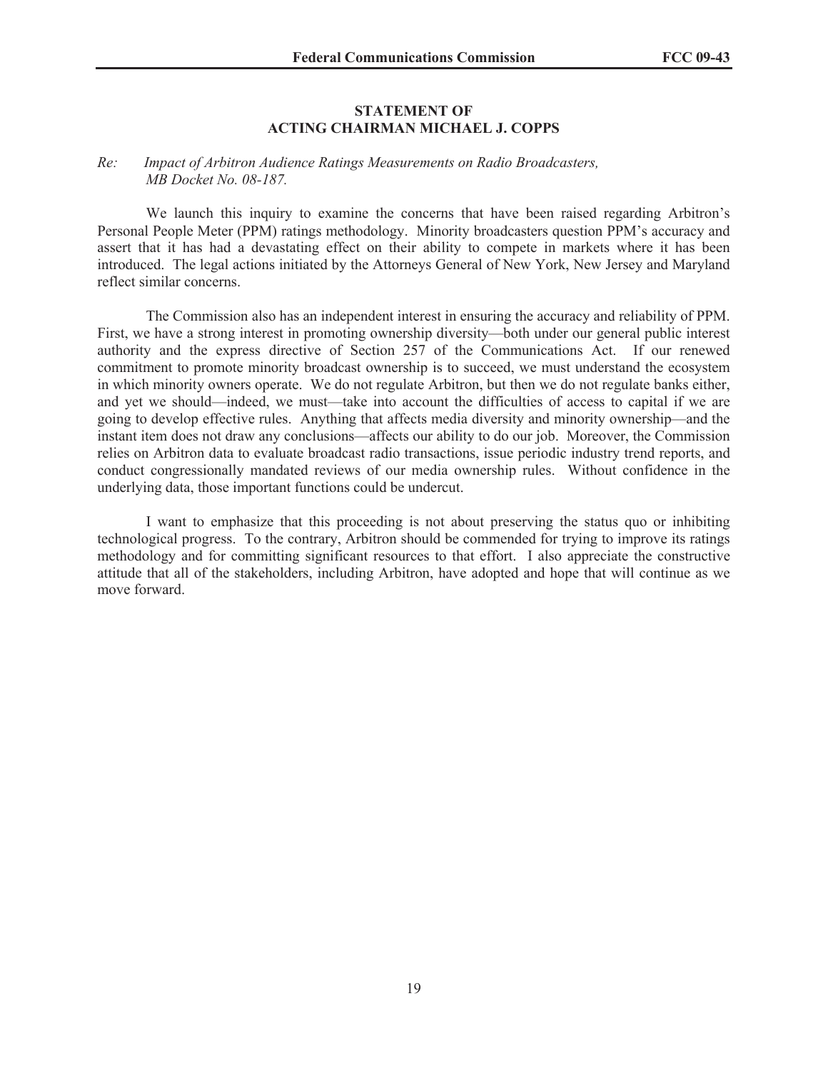**STATEMENT OF**
**ACTING CHAIRMAN MICHAEL J. COPPS**

*Re: Impact of Arbitron Audience Ratings Measurements on Radio Broadcasters, MB Docket No. 08-187.*

We launch this inquiry to examine the concerns that have been raised regarding Arbitron's Personal People Meter (PPM) ratings methodology. Minority broadcasters question PPM's accuracy and assert that it has had a devastating effect on their ability to compete in markets where it has been introduced. The legal actions initiated by the Attorneys General of New York, New Jersey and Maryland reflect similar concerns.

The Commission also has an independent interest in ensuring the accuracy and reliability of PPM. First, we have a strong interest in promoting ownership diversity—both under our general public interest authority and the express directive of Section 257 of the Communications Act. If our renewed commitment to promote minority broadcast ownership is to succeed, we must understand the ecosystem in which minority owners operate. We do not regulate Arbitron, but then we do not regulate banks either, and yet we should—indeed, we must—take into account the difficulties of access to capital if we are going to develop effective rules. Anything that affects media diversity and minority ownership—and the instant item does not draw any conclusions—affects our ability to do our job. Moreover, the Commission relies on Arbitron data to evaluate broadcast radio transactions, issue periodic industry trend reports, and conduct congressionally mandated reviews of our media ownership rules. Without confidence in the underlying data, those important functions could be undercut.

I want to emphasize that this proceeding is not about preserving the status quo or inhibiting technological progress. To the contrary, Arbitron should be commended for trying to improve its ratings methodology and for committing significant resources to that effort. I also appreciate the constructive attitude that all of the stakeholders, including Arbitron, have adopted and hope that will continue as we move forward.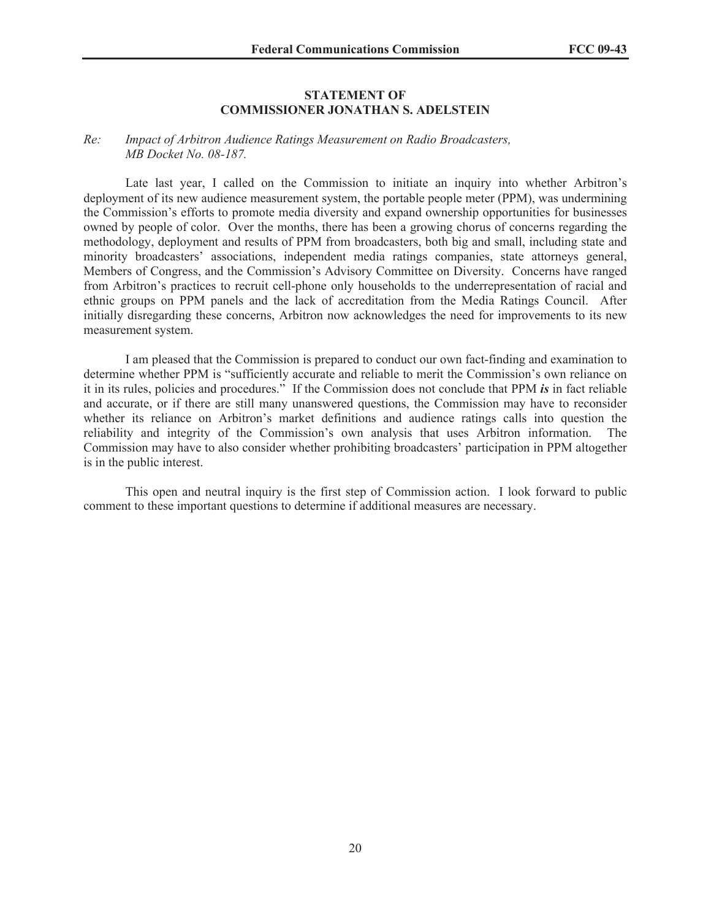## STATEMENT OF COMMISSIONER JONATHAN S. ADELSTEIN

*Re: Impact of Arbitron Audience Ratings Measurement on Radio Broadcasters, MB Docket No. 08-187.*

Late last year, I called on the Commission to initiate an inquiry into whether Arbitron's deployment of its new audience measurement system, the portable people meter (PPM), was undermining the Commission's efforts to promote media diversity and expand ownership opportunities for businesses owned by people of color. Over the months, there has been a growing chorus of concerns regarding the methodology, deployment and results of PPM from broadcasters, both big and small, including state and minority broadcasters' associations, independent media ratings companies, state attorneys general, Members of Congress, and the Commission's Advisory Committee on Diversity. Concerns have ranged from Arbitron's practices to recruit cell-phone only households to the underrepresentation of racial and ethnic groups on PPM panels and the lack of accreditation from the Media Ratings Council. After initially disregarding these concerns, Arbitron now acknowledges the need for improvements to its new measurement system.

I am pleased that the Commission is prepared to conduct our own fact-finding and examination to determine whether PPM is "sufficiently accurate and reliable to merit the Commission's own reliance on it in its rules, policies and procedures." If the Commission does not conclude that PPM ***is*** in fact reliable and accurate, or if there are still many unanswered questions, the Commission may have to reconsider whether its reliance on Arbitron's market definitions and audience ratings calls into question the reliability and integrity of the Commission's own analysis that uses Arbitron information. The Commission may have to also consider whether prohibiting broadcasters' participation in PPM altogether is in the public interest.

This open and neutral inquiry is the first step of Commission action. I look forward to public comment to these important questions to determine if additional measures are necessary.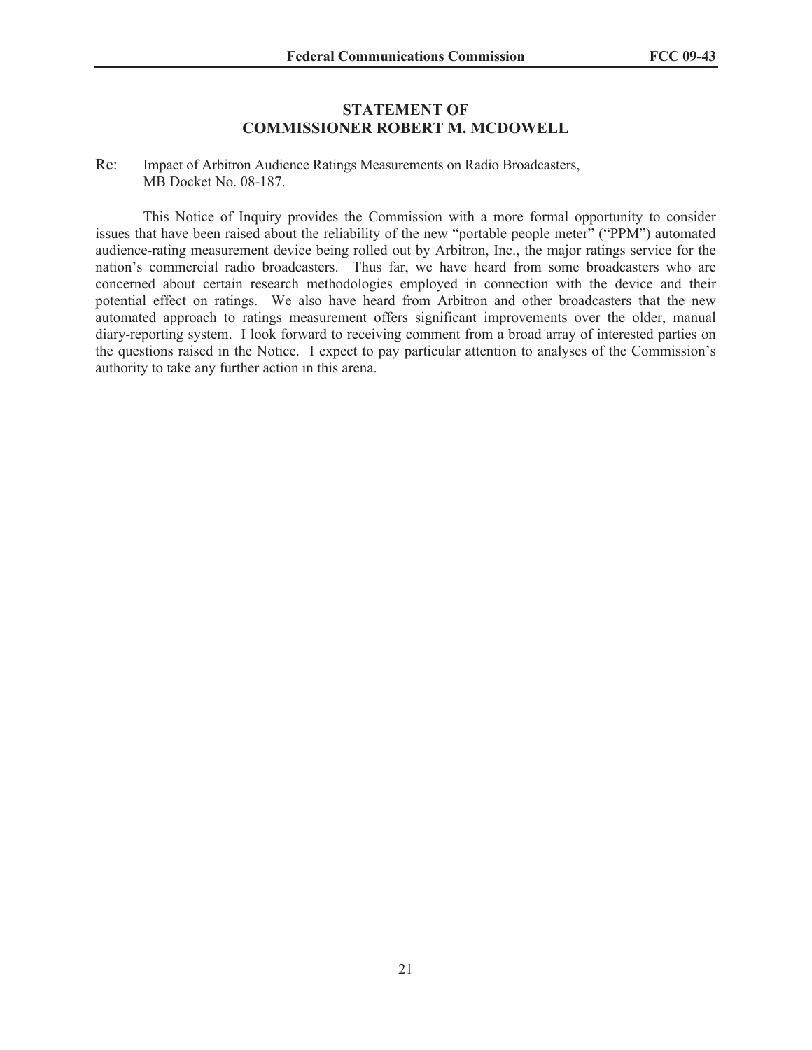## STATEMENT OF
## COMMISSIONER ROBERT M. MCDOWELL

Re: Impact of Arbitron Audience Ratings Measurements on Radio Broadcasters, MB Docket No. 08-187.

This Notice of Inquiry provides the Commission with a more formal opportunity to consider issues that have been raised about the reliability of the new "portable people meter" ("PPM") automated audience-rating measurement device being rolled out by Arbitron, Inc., the major ratings service for the nation's commercial radio broadcasters. Thus far, we have heard from some broadcasters who are concerned about certain research methodologies employed in connection with the device and their potential effect on ratings. We also have heard from Arbitron and other broadcasters that the new automated approach to ratings measurement offers significant improvements over the older, manual diary-reporting system. I look forward to receiving comment from a broad array of interested parties on the questions raised in the Notice. I expect to pay particular attention to analyses of the Commission's authority to take any further action in this arena.